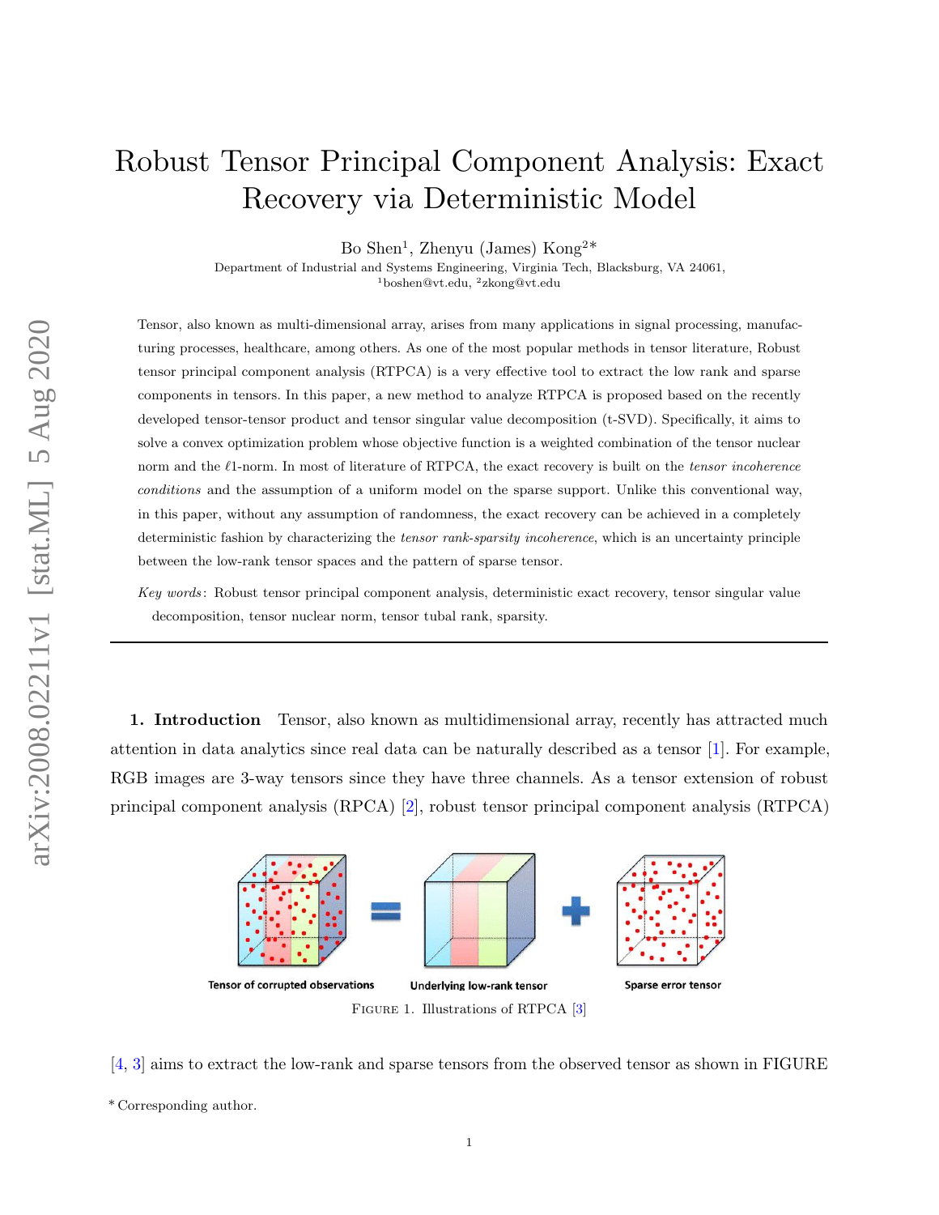# Robust Tensor Principal Component Analysis: Exact Recovery via Deterministic Model

Bo Shen[1], Zhenyu (James) Kong[2]*

Department of Industrial and Systems Engineering, Virginia Tech, Blacksburg, VA 24061,
[1]boshen@vt.edu, [2]zkong@vt.edu

Tensor, also known as multi-dimensional array, arises from many applications in signal processing, manufacturing processes, healthcare, among others. As one of the most popular methods in tensor literature, Robust tensor principal component analysis (RTPCA) is a very effective tool to extract the low rank and sparse components in tensors. In this paper, a new method to analyze RTPCA is proposed based on the recently developed tensor-tensor product and tensor singular value decomposition (t-SVD). Specifically, it aims to solve a convex optimization problem whose objective function is a weighted combination of the tensor nuclear norm and the $\ell$1-norm. In most of literature of RTPCA, the exact recovery is built on the *tensor incoherence conditions* and the assumption of a uniform model on the sparse support. Unlike this conventional way, in this paper, without any assumption of randomness, the exact recovery can be achieved in a completely deterministic fashion by characterizing the *tensor rank-sparsity incoherence*, which is an uncertainty principle between the low-rank tensor spaces and the pattern of sparse tensor.

*Key words*: Robust tensor principal component analysis, deterministic exact recovery, tensor singular value decomposition, tensor nuclear norm, tensor tubal rank, sparsity.

---

**1. Introduction** Tensor, also known as multidimensional array, recently has attracted much attention in data analytics since real data can be naturally described as a tensor [1]. For example, RGB images are 3-way tensors since they have three channels. As a tensor extension of robust principal component analysis (RPCA) [2], robust tensor principal component analysis (RTPCA) [4, 3] aims to extract the low-rank and sparse tensors from the observed tensor as shown in FIGURE

Tensor of corrupted observations = Underlying low-rank tensor + Sparse error tensor

FIGURE 1. Illustrations of RTPCA [3]

* Corresponding author.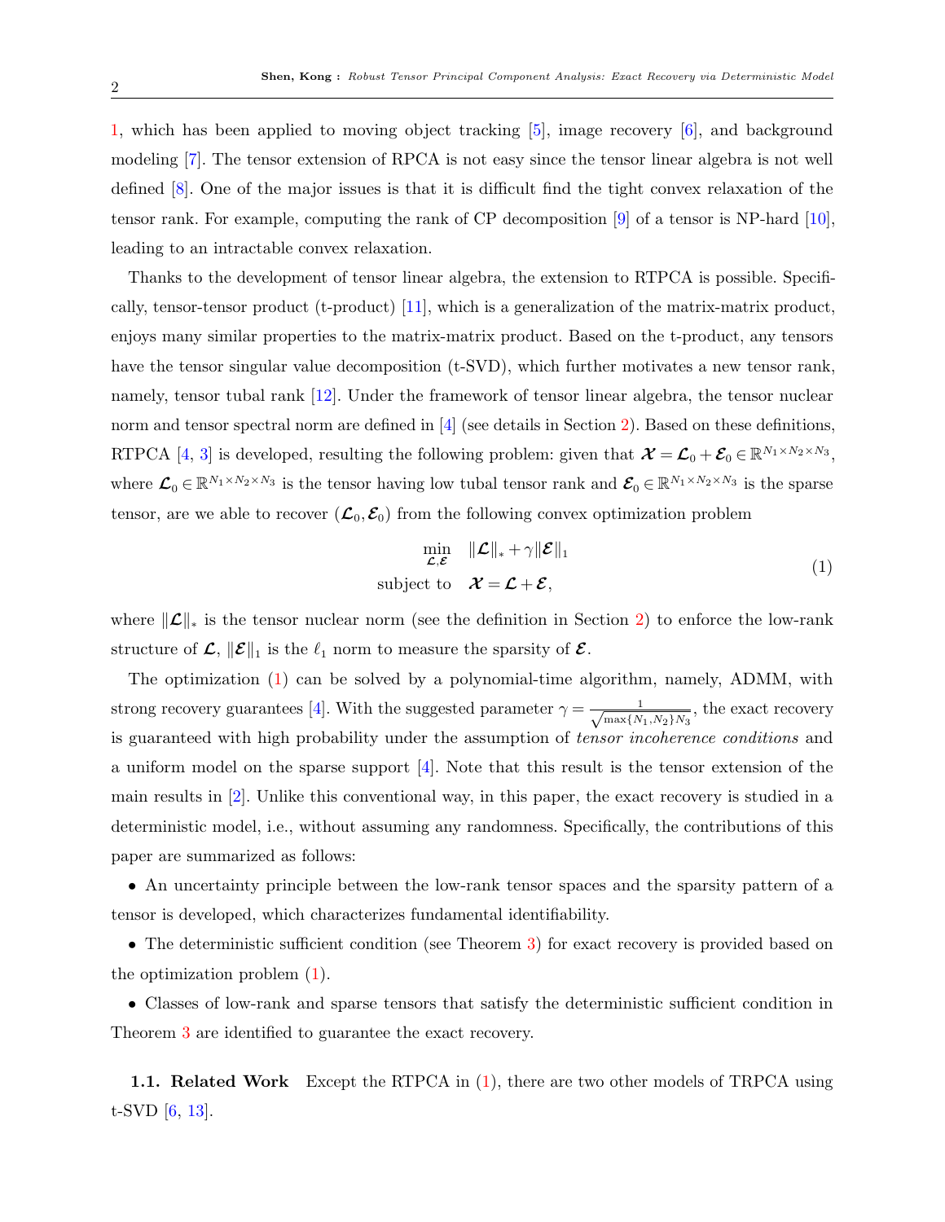1, which has been applied to moving object tracking [5], image recovery [6], and background modeling [7]. The tensor extension of RPCA is not easy since the tensor linear algebra is not well defined [8]. One of the major issues is that it is difficult find the tight convex relaxation of the tensor rank. For example, computing the rank of CP decomposition [9] of a tensor is NP-hard [10], leading to an intractable convex relaxation.

Thanks to the development of tensor linear algebra, the extension to RTPCA is possible. Specifically, tensor-tensor product (t-product) [11], which is a generalization of the matrix-matrix product, enjoys many similar properties to the matrix-matrix product. Based on the t-product, any tensors have the tensor singular value decomposition (t-SVD), which further motivates a new tensor rank, namely, tensor tubal rank [12]. Under the framework of tensor linear algebra, the tensor nuclear norm and tensor spectral norm are defined in [4] (see details in Section 2). Based on these definitions, RTPCA [4, 3] is developed, resulting the following problem: given that $\boldsymbol{\mathcal{X}} = \boldsymbol{\mathcal{L}}_0 + \boldsymbol{\mathcal{E}}_0 \in \mathbb{R}^{N_1 \times N_2 \times N_3}$, where $\boldsymbol{\mathcal{L}}_0 \in \mathbb{R}^{N_1 \times N_2 \times N_3}$ is the tensor having low tubal tensor rank and $\boldsymbol{\mathcal{E}}_0 \in \mathbb{R}^{N_1 \times N_2 \times N_3}$ is the sparse tensor, are we able to recover $(\boldsymbol{\mathcal{L}}_0, \boldsymbol{\mathcal{E}}_0)$ from the following convex optimization problem

$$
\begin{aligned}
\min_{\boldsymbol{\mathcal{L}}, \boldsymbol{\mathcal{E}}} \quad & \|\boldsymbol{\mathcal{L}}\|_* + \gamma \|\boldsymbol{\mathcal{E}}\|_1 \\
\text{subject to} \quad & \boldsymbol{\mathcal{X}} = \boldsymbol{\mathcal{L}} + \boldsymbol{\mathcal{E}},
\end{aligned}
\tag{1}
$$

where $\|\boldsymbol{\mathcal{L}}\|_*$ is the tensor nuclear norm (see the definition in Section 2) to enforce the low-rank structure of $\boldsymbol{\mathcal{L}}$, $\|\boldsymbol{\mathcal{E}}\|_1$ is the $\ell_1$ norm to measure the sparsity of $\boldsymbol{\mathcal{E}}$.

The optimization (1) can be solved by a polynomial-time algorithm, namely, ADMM, with strong recovery guarantees [4]. With the suggested parameter $\gamma = \frac{1}{\sqrt{\max\{N_1, N_2\} N_3}}$, the exact recovery is guaranteed with high probability under the assumption of *tensor incoherence conditions* and a uniform model on the sparse support [4]. Note that this result is the tensor extension of the main results in [2]. Unlike this conventional way, in this paper, the exact recovery is studied in a deterministic model, i.e., without assuming any randomness. Specifically, the contributions of this paper are summarized as follows:

- An uncertainty principle between the low-rank tensor spaces and the sparsity pattern of a tensor is developed, which characterizes fundamental identifiability.
- The deterministic sufficient condition (see Theorem 3) for exact recovery is provided based on the optimization problem (1).
- Classes of low-rank and sparse tensors that satisfy the deterministic sufficient condition in Theorem 3 are identified to guarantee the exact recovery.

**1.1. Related Work** Except the RTPCA in (1), there are two other models of TRPCA using t-SVD [6, 13].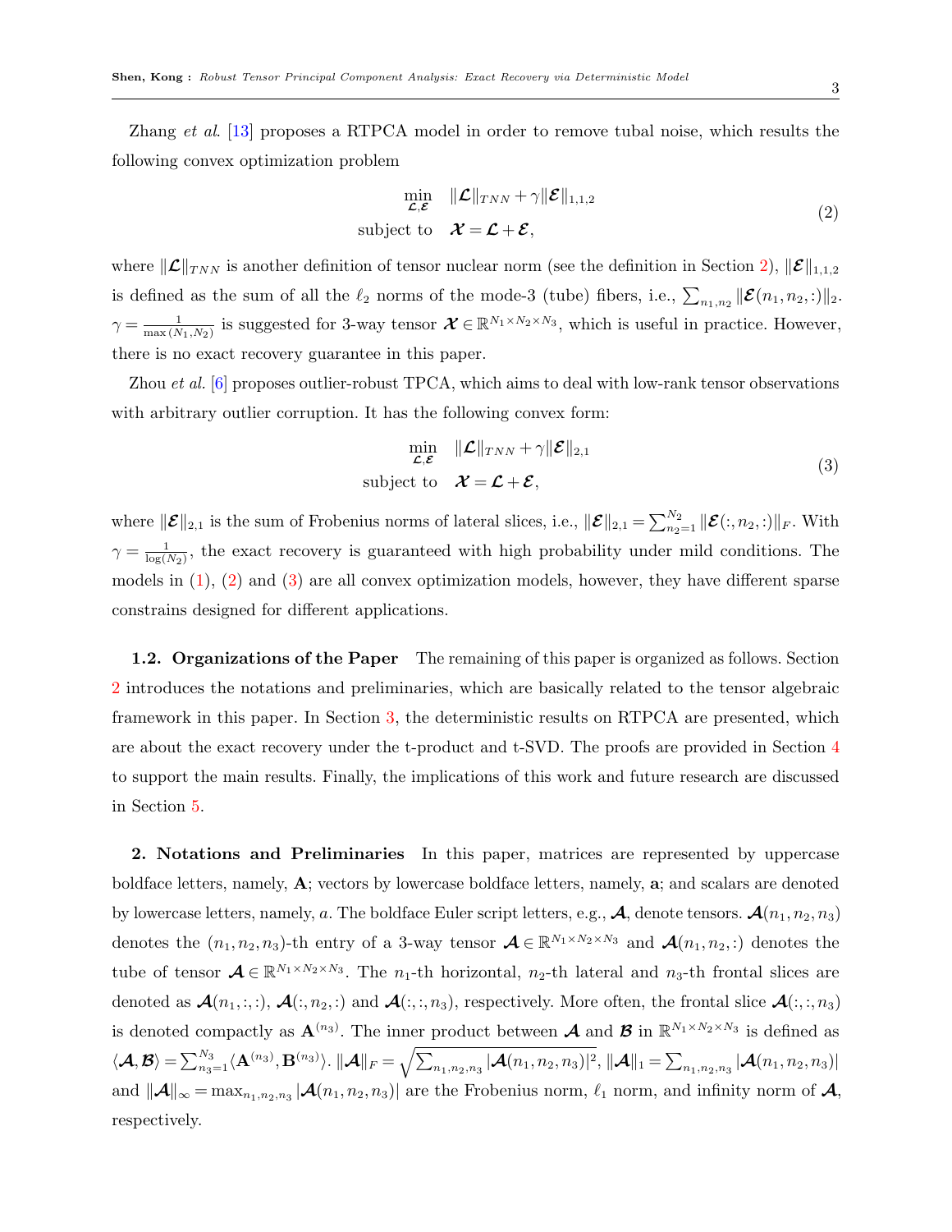Zhang *et al.* [13] proposes a RTPCA model in order to remove tubal noise, which results the following convex optimization problem

$$\begin{aligned} \min_{\boldsymbol{\mathcal{L}},\boldsymbol{\mathcal{E}}} \quad & \|\boldsymbol{\mathcal{L}}\|_{TNN} + \gamma\|\boldsymbol{\mathcal{E}}\|_{1,1,2} \\ \text{subject to} \quad & \boldsymbol{\mathcal{X}} = \boldsymbol{\mathcal{L}} + \boldsymbol{\mathcal{E}}, \end{aligned} \tag{2}$$

where $\|\boldsymbol{\mathcal{L}}\|_{TNN}$ is another definition of tensor nuclear norm (see the definition in Section 2), $\|\boldsymbol{\mathcal{E}}\|_{1,1,2}$ is defined as the sum of all the $\ell_2$ norms of the mode-3 (tube) fibers, i.e., $\sum_{n_1,n_2}\|\boldsymbol{\mathcal{E}}(n_1,n_2,:)\|_2$. $\gamma = \frac{1}{\max(N_1,N_2)}$ is suggested for 3-way tensor $\boldsymbol{\mathcal{X}} \in \mathbb{R}^{N_1\times N_2\times N_3}$, which is useful in practice. However, there is no exact recovery guarantee in this paper.

Zhou *et al.* [6] proposes outlier-robust TPCA, which aims to deal with low-rank tensor observations with arbitrary outlier corruption. It has the following convex form:

$$\begin{aligned} \min_{\boldsymbol{\mathcal{L}},\boldsymbol{\mathcal{E}}} \quad & \|\boldsymbol{\mathcal{L}}\|_{TNN} + \gamma\|\boldsymbol{\mathcal{E}}\|_{2,1} \\ \text{subject to} \quad & \boldsymbol{\mathcal{X}} = \boldsymbol{\mathcal{L}} + \boldsymbol{\mathcal{E}}, \end{aligned} \tag{3}$$

where $\|\boldsymbol{\mathcal{E}}\|_{2,1}$ is the sum of Frobenius norms of lateral slices, i.e., $\|\boldsymbol{\mathcal{E}}\|_{2,1} = \sum_{n_2=1}^{N_2}\|\boldsymbol{\mathcal{E}}(:,n_2,:)\|_F$. With $\gamma = \frac{1}{\log(N_2)}$, the exact recovery is guaranteed with high probability under mild conditions. The models in (1), (2) and (3) are all convex optimization models, however, they have different sparse constrains designed for different applications.

### 1.2. Organizations of the Paper

The remaining of this paper is organized as follows. Section 2 introduces the notations and preliminaries, which are basically related to the tensor algebraic framework in this paper. In Section 3, the deterministic results on RTPCA are presented, which are about the exact recovery under the t-product and t-SVD. The proofs are provided in Section 4 to support the main results. Finally, the implications of this work and future research are discussed in Section 5.

## 2. Notations and Preliminaries

In this paper, matrices are represented by uppercase boldface letters, namely, $\mathbf{A}$; vectors by lowercase boldface letters, namely, $\mathbf{a}$; and scalars are denoted by lowercase letters, namely, $a$. The boldface Euler script letters, e.g., $\boldsymbol{\mathcal{A}}$, denote tensors. $\boldsymbol{\mathcal{A}}(n_1,n_2,n_3)$ denotes the $(n_1,n_2,n_3)$-th entry of a 3-way tensor $\boldsymbol{\mathcal{A}} \in \mathbb{R}^{N_1\times N_2\times N_3}$ and $\boldsymbol{\mathcal{A}}(n_1,n_2,:)$ denotes the tube of tensor $\boldsymbol{\mathcal{A}} \in \mathbb{R}^{N_1\times N_2\times N_3}$. The $n_1$-th horizontal, $n_2$-th lateral and $n_3$-th frontal slices are denoted as $\boldsymbol{\mathcal{A}}(n_1,:,:)$, $\boldsymbol{\mathcal{A}}(:,n_2,:)$ and $\boldsymbol{\mathcal{A}}(:,:,n_3)$, respectively. More often, the frontal slice $\boldsymbol{\mathcal{A}}(:,:,n_3)$ is denoted compactly as $\mathbf{A}^{(n_3)}$. The inner product between $\boldsymbol{\mathcal{A}}$ and $\boldsymbol{\mathcal{B}}$ in $\mathbb{R}^{N_1\times N_2\times N_3}$ is defined as $\langle\boldsymbol{\mathcal{A}},\boldsymbol{\mathcal{B}}\rangle = \sum_{n_3=1}^{N_3}\langle\mathbf{A}^{(n_3)},\mathbf{B}^{(n_3)}\rangle$. $\|\boldsymbol{\mathcal{A}}\|_F = \sqrt{\sum_{n_1,n_2,n_3}|\boldsymbol{\mathcal{A}}(n_1,n_2,n_3)|^2}$, $\|\boldsymbol{\mathcal{A}}\|_1 = \sum_{n_1,n_2,n_3}|\boldsymbol{\mathcal{A}}(n_1,n_2,n_3)|$ and $\|\boldsymbol{\mathcal{A}}\|_\infty = \max_{n_1,n_2,n_3}|\boldsymbol{\mathcal{A}}(n_1,n_2,n_3)|$ are the Frobenius norm, $\ell_1$ norm, and infinity norm of $\boldsymbol{\mathcal{A}}$, respectively.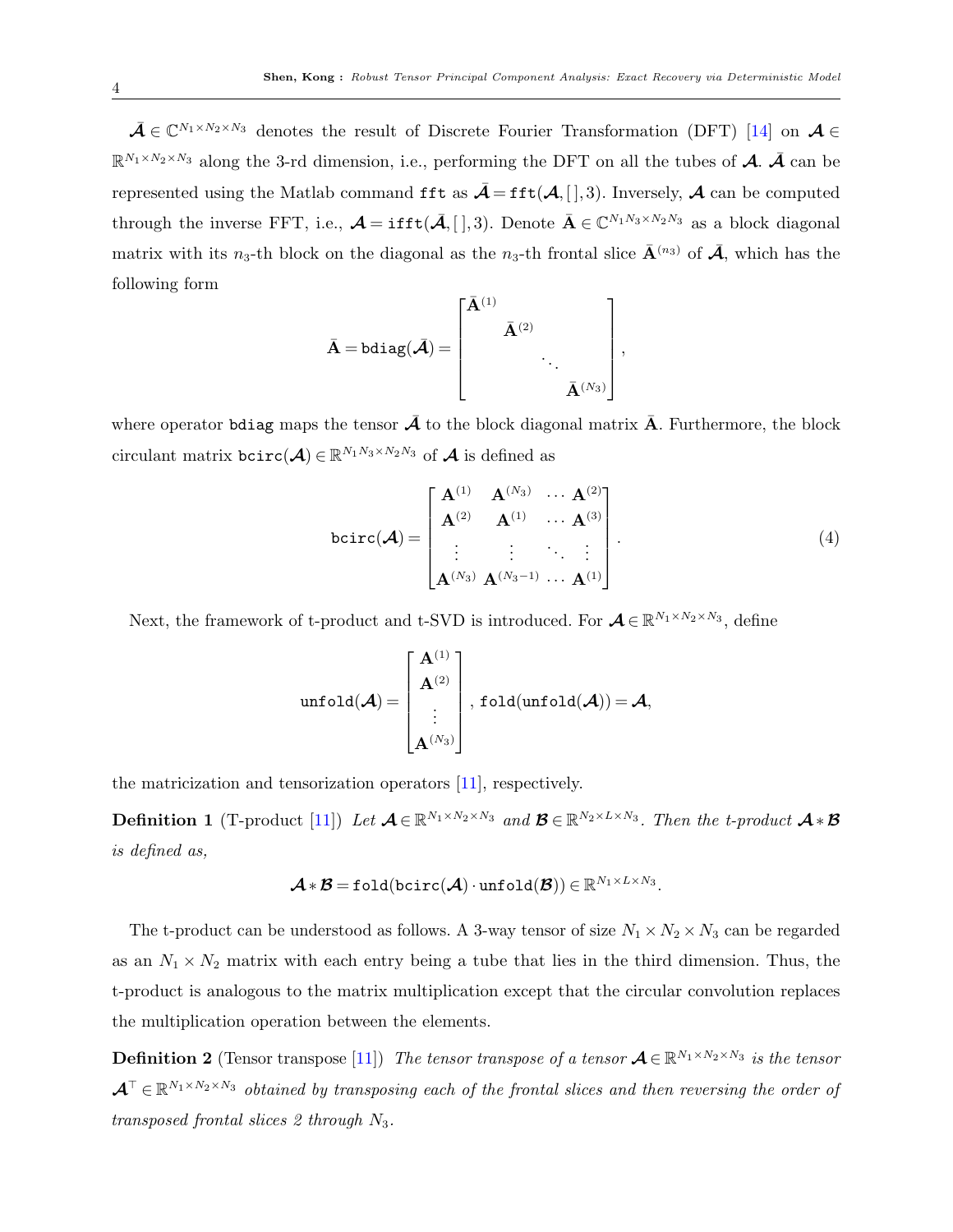$\bar{\mathcal{A}} \in \mathbb{C}^{N_1 \times N_2 \times N_3}$ denotes the result of Discrete Fourier Transformation (DFT) [14] on $\mathcal{A} \in \mathbb{R}^{N_1 \times N_2 \times N_3}$ along the 3-rd dimension, i.e., performing the DFT on all the tubes of $\mathcal{A}$. $\bar{\mathcal{A}}$ can be represented using the Matlab command `fft` as $\bar{\mathcal{A}} = \texttt{fft}(\mathcal{A}, [\,], 3)$. Inversely, $\mathcal{A}$ can be computed through the inverse FFT, i.e., $\mathcal{A} = \texttt{ifft}(\bar{\mathcal{A}}, [\,], 3)$. Denote $\bar{\mathbf{A}} \in \mathbb{C}^{N_1 N_3 \times N_2 N_3}$ as a block diagonal matrix with its $n_3$-th block on the diagonal as the $n_3$-th frontal slice $\bar{\mathbf{A}}^{(n_3)}$ of $\bar{\mathcal{A}}$, which has the following form

$$
\bar{\mathbf{A}} = \texttt{bdiag}(\bar{\mathcal{A}}) = \begin{bmatrix} \bar{\mathbf{A}}^{(1)} & & & \\ & \bar{\mathbf{A}}^{(2)} & & \\ & & \ddots & \\ & & & \bar{\mathbf{A}}^{(N_3)} \end{bmatrix},
$$

where operator `bdiag` maps the tensor $\bar{\mathcal{A}}$ to the block diagonal matrix $\bar{\mathbf{A}}$. Furthermore, the block circulant matrix $\texttt{bcirc}(\mathcal{A}) \in \mathbb{R}^{N_1 N_3 \times N_2 N_3}$ of $\mathcal{A}$ is defined as

$$
\texttt{bcirc}(\mathcal{A}) = \begin{bmatrix} \mathbf{A}^{(1)} & \mathbf{A}^{(N_3)} & \cdots & \mathbf{A}^{(2)} \\ \mathbf{A}^{(2)} & \mathbf{A}^{(1)} & \cdots & \mathbf{A}^{(3)} \\ \vdots & \vdots & \ddots & \vdots \\ \mathbf{A}^{(N_3)} & \mathbf{A}^{(N_3-1)} & \cdots & \mathbf{A}^{(1)} \end{bmatrix}. \tag{4}
$$

Next, the framework of t-product and t-SVD is introduced. For $\mathcal{A} \in \mathbb{R}^{N_1 \times N_2 \times N_3}$, define

$$
\texttt{unfold}(\mathcal{A}) = \begin{bmatrix} \mathbf{A}^{(1)} \\ \mathbf{A}^{(2)} \\ \vdots \\ \mathbf{A}^{(N_3)} \end{bmatrix}, \; \texttt{fold}(\texttt{unfold}(\mathcal{A})) = \mathcal{A},
$$

the matricization and tensorization operators [11], respectively.

**Definition 1** (T-product [11]) *Let $\mathcal{A} \in \mathbb{R}^{N_1 \times N_2 \times N_3}$ and $\mathcal{B} \in \mathbb{R}^{N_2 \times L \times N_3}$. Then the t-product $\mathcal{A} * \mathcal{B}$ is defined as,*

$$
\mathcal{A} * \mathcal{B} = \texttt{fold}(\texttt{bcirc}(\mathcal{A}) \cdot \texttt{unfold}(\mathcal{B})) \in \mathbb{R}^{N_1 \times L \times N_3}.
$$

The t-product can be understood as follows. A 3-way tensor of size $N_1 \times N_2 \times N_3$ can be regarded as an $N_1 \times N_2$ matrix with each entry being a tube that lies in the third dimension. Thus, the t-product is analogous to the matrix multiplication except that the circular convolution replaces the multiplication operation between the elements.

**Definition 2** (Tensor transpose [11]) *The tensor transpose of a tensor $\mathcal{A} \in \mathbb{R}^{N_1 \times N_2 \times N_3}$ is the tensor $\mathcal{A}^\top \in \mathbb{R}^{N_1 \times N_2 \times N_3}$ obtained by transposing each of the frontal slices and then reversing the order of transposed frontal slices 2 through $N_3$.*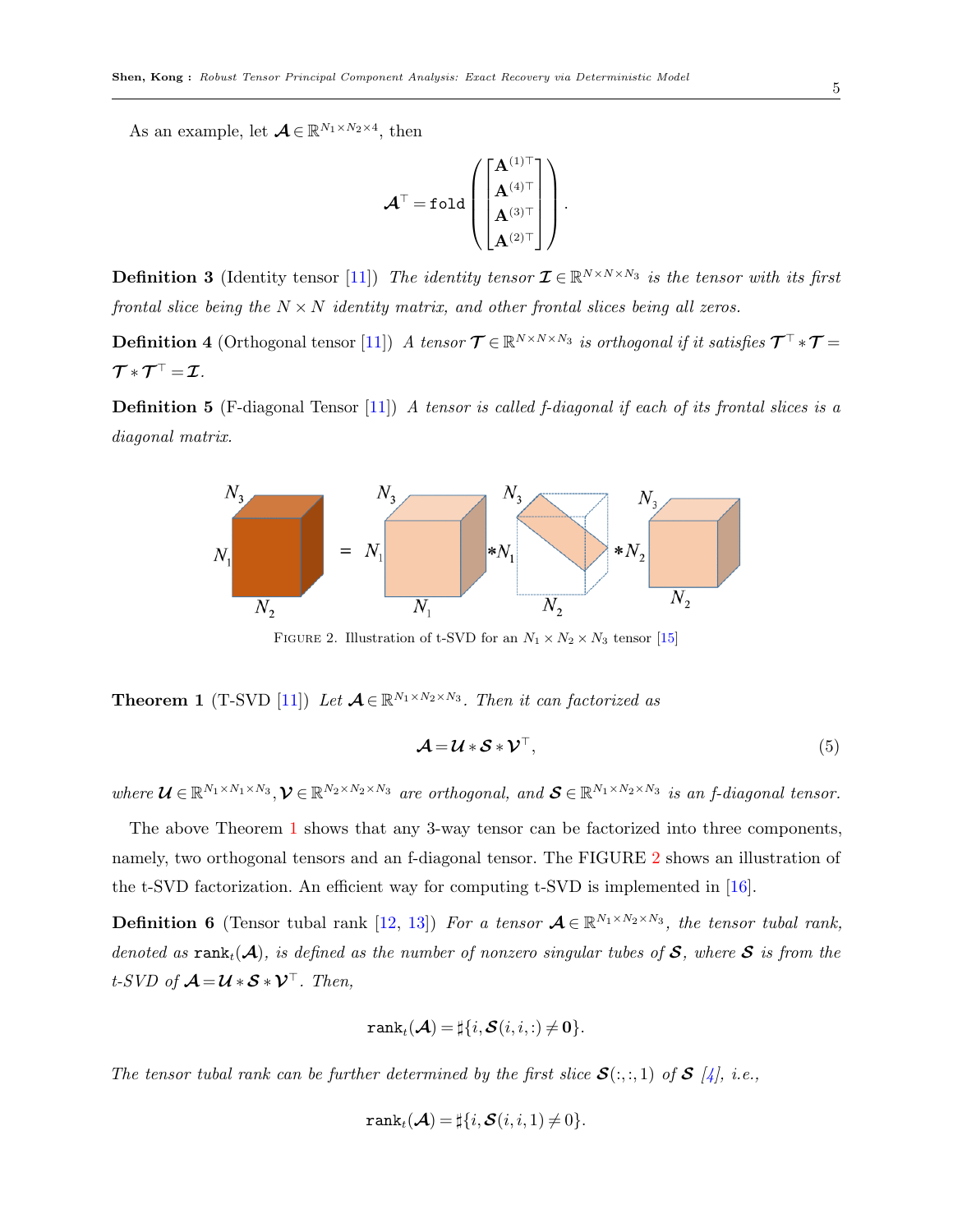As an example, let $\mathcal{A} \in \mathbb{R}^{N_1 \times N_2 \times 4}$, then

$$\mathcal{A}^\top = \texttt{fold}\left(\begin{bmatrix} \mathbf{A}^{(1)\top} \\ \mathbf{A}^{(4)\top} \\ \mathbf{A}^{(3)\top} \\ \mathbf{A}^{(2)\top} \end{bmatrix}\right).$$

**Definition 3** (Identity tensor [11]) *The identity tensor $\mathcal{I} \in \mathbb{R}^{N \times N \times N_3}$ is the tensor with its first frontal slice being the $N \times N$ identity matrix, and other frontal slices being all zeros.*

**Definition 4** (Orthogonal tensor [11]) *A tensor $\mathcal{T} \in \mathbb{R}^{N \times N \times N_3}$ is orthogonal if it satisfies $\mathcal{T}^\top * \mathcal{T} = \mathcal{T} * \mathcal{T}^\top = \mathcal{I}$.*

**Definition 5** (F-diagonal Tensor [11]) *A tensor is called f-diagonal if each of its frontal slices is a diagonal matrix.*

FIGURE 2. Illustration of t-SVD for an $N_1 \times N_2 \times N_3$ tensor [15]

**Theorem 1** (T-SVD [11]) *Let $\mathcal{A} \in \mathbb{R}^{N_1 \times N_2 \times N_3}$. Then it can factorized as*

$$\mathcal{A} = \mathcal{U} * \mathcal{S} * \mathcal{V}^\top, \tag{5}$$

*where $\mathcal{U} \in \mathbb{R}^{N_1 \times N_1 \times N_3}, \mathcal{V} \in \mathbb{R}^{N_2 \times N_2 \times N_3}$ are orthogonal, and $\mathcal{S} \in \mathbb{R}^{N_1 \times N_2 \times N_3}$ is an f-diagonal tensor.*

The above Theorem 1 shows that any 3-way tensor can be factorized into three components, namely, two orthogonal tensors and an f-diagonal tensor. The FIGURE 2 shows an illustration of the t-SVD factorization. An efficient way for computing t-SVD is implemented in [16].

**Definition 6** (Tensor tubal rank [12, 13]) *For a tensor $\mathcal{A} \in \mathbb{R}^{N_1 \times N_2 \times N_3}$, the tensor tubal rank, denoted as $\texttt{rank}_t(\mathcal{A})$, is defined as the number of nonzero singular tubes of $\mathcal{S}$, where $\mathcal{S}$ is from the t-SVD of $\mathcal{A} = \mathcal{U} * \mathcal{S} * \mathcal{V}^\top$. Then,*

$$\texttt{rank}_t(\mathcal{A}) = \sharp\{i, \mathcal{S}(i,i,:) \neq \mathbf{0}\}.$$

*The tensor tubal rank can be further determined by the first slice $\mathcal{S}(:,:,1)$ of $\mathcal{S}$ [4], i.e.,*

$$\texttt{rank}_t(\mathcal{A}) = \sharp\{i, \mathcal{S}(i,i,1) \neq 0\}.$$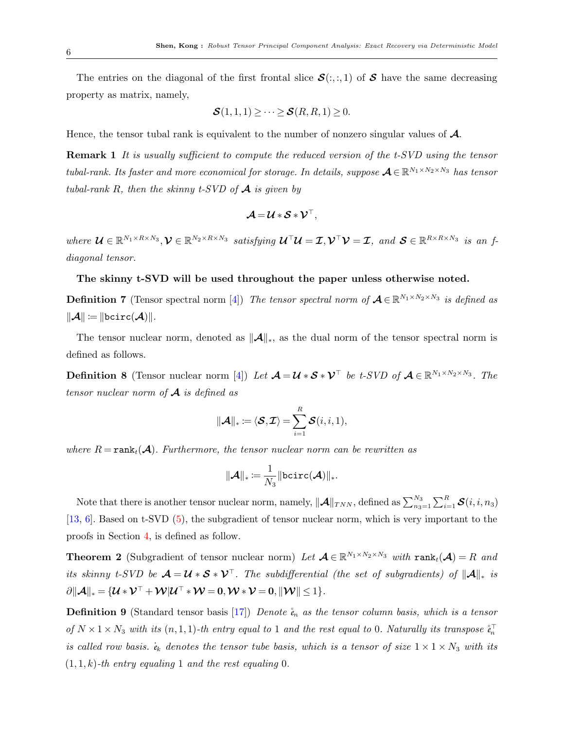The entries on the diagonal of the first frontal slice $\boldsymbol{\mathcal{S}}(:,:,1)$ of $\boldsymbol{\mathcal{S}}$ have the same decreasing property as matrix, namely,

$$\boldsymbol{\mathcal{S}}(1,1,1) \geq \cdots \geq \boldsymbol{\mathcal{S}}(R,R,1) \geq 0.$$

Hence, the tensor tubal rank is equivalent to the number of nonzero singular values of $\boldsymbol{\mathcal{A}}$.

**Remark 1** *It is usually sufficient to compute the reduced version of the t-SVD using the tensor tubal-rank. Its faster and more economical for storage. In details, suppose $\boldsymbol{\mathcal{A}} \in \mathbb{R}^{N_1 \times N_2 \times N_3}$ has tensor tubal-rank $R$, then the skinny t-SVD of $\boldsymbol{\mathcal{A}}$ is given by*

$$\boldsymbol{\mathcal{A}} = \boldsymbol{\mathcal{U}} * \boldsymbol{\mathcal{S}} * \boldsymbol{\mathcal{V}}^\top,$$

*where $\boldsymbol{\mathcal{U}} \in \mathbb{R}^{N_1 \times R \times N_3}, \boldsymbol{\mathcal{V}} \in \mathbb{R}^{N_2 \times R \times N_3}$ satisfying $\boldsymbol{\mathcal{U}}^\top \boldsymbol{\mathcal{U}} = \boldsymbol{\mathcal{I}}, \boldsymbol{\mathcal{V}}^\top \boldsymbol{\mathcal{V}} = \boldsymbol{\mathcal{I}}$, and $\boldsymbol{\mathcal{S}} \in \mathbb{R}^{R \times R \times N_3}$ is an f-diagonal tensor.*

**The skinny t-SVD will be used throughout the paper unless otherwise noted.**

**Definition 7** (Tensor spectral norm [4]) *The tensor spectral norm of $\boldsymbol{\mathcal{A}} \in \mathbb{R}^{N_1 \times N_2 \times N_3}$ is defined as $\|\boldsymbol{\mathcal{A}}\| := \|\texttt{bcirc}(\boldsymbol{\mathcal{A}})\|$.*

The tensor nuclear norm, denoted as $\|\boldsymbol{\mathcal{A}}\|_*$, as the dual norm of the tensor spectral norm is defined as follows.

**Definition 8** (Tensor nuclear norm [4]) *Let $\boldsymbol{\mathcal{A}} = \boldsymbol{\mathcal{U}} * \boldsymbol{\mathcal{S}} * \boldsymbol{\mathcal{V}}^\top$ be t-SVD of $\boldsymbol{\mathcal{A}} \in \mathbb{R}^{N_1 \times N_2 \times N_3}$. The tensor nuclear norm of $\boldsymbol{\mathcal{A}}$ is defined as*

$$\|\boldsymbol{\mathcal{A}}\|_* := \langle \boldsymbol{\mathcal{S}}, \boldsymbol{\mathcal{I}} \rangle = \sum_{i=1}^{R} \boldsymbol{\mathcal{S}}(i,i,1),$$

*where $R = \texttt{rank}_t(\boldsymbol{\mathcal{A}})$. Furthermore, the tensor nuclear norm can be rewritten as*

$$\|\boldsymbol{\mathcal{A}}\|_* := \frac{1}{N_3} \|\texttt{bcirc}(\boldsymbol{\mathcal{A}})\|_*.$$

Note that there is another tensor nuclear norm, namely, $\|\boldsymbol{\mathcal{A}}\|_{TNN}$, defined as $\sum_{n_3=1}^{N_3} \sum_{i=1}^{R} \boldsymbol{\mathcal{S}}(i,i,n_3)$ [13, 6]. Based on t-SVD (5), the subgradient of tensor nuclear norm, which is very important to the proofs in Section 4, is defined as follow.

**Theorem 2** (Subgradient of tensor nuclear norm) *Let $\boldsymbol{\mathcal{A}} \in \mathbb{R}^{N_1 \times N_2 \times N_3}$ with $\texttt{rank}_t(\boldsymbol{\mathcal{A}}) = R$ and its skinny t-SVD be $\boldsymbol{\mathcal{A}} = \boldsymbol{\mathcal{U}} * \boldsymbol{\mathcal{S}} * \boldsymbol{\mathcal{V}}^\top$. The subdifferential (the set of subgradients) of $\|\boldsymbol{\mathcal{A}}\|_*$ is $\partial \|\boldsymbol{\mathcal{A}}\|_* = \{\boldsymbol{\mathcal{U}} * \boldsymbol{\mathcal{V}}^\top + \boldsymbol{\mathcal{W}} | \boldsymbol{\mathcal{U}}^\top * \boldsymbol{\mathcal{W}} = \mathbf{0}, \boldsymbol{\mathcal{W}} * \boldsymbol{\mathcal{V}} = \mathbf{0}, \|\boldsymbol{\mathcal{W}}\| \leq 1\}$.*

**Definition 9** (Standard tensor basis [17]) *Denote $\mathring{\mathfrak{e}}_n$ as the tensor column basis, which is a tensor of $N \times 1 \times N_3$ with its $(n,1,1)$-th entry equal to 1 and the rest equal to 0. Naturally its transpose $\mathring{\mathfrak{e}}_n^\top$ is called row basis. $\dot{\mathfrak{e}}_k$ denotes the tensor tube basis, which is a tensor of size $1 \times 1 \times N_3$ with its $(1,1,k)$-th entry equaling 1 and the rest equaling 0.*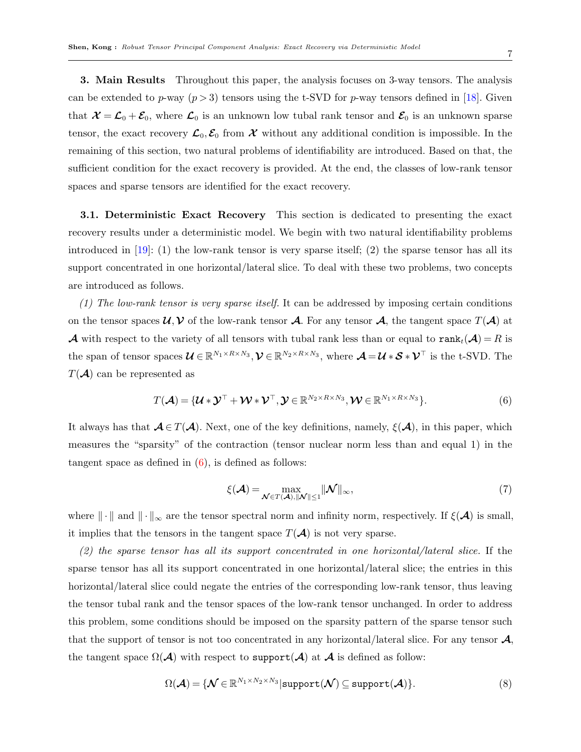**3. Main Results** Throughout this paper, the analysis focuses on 3-way tensors. The analysis can be extended to $p$-way ($p > 3$) tensors using the t-SVD for $p$-way tensors defined in [18]. Given that $\boldsymbol{\mathcal{X}} = \boldsymbol{\mathcal{L}}_0 + \boldsymbol{\mathcal{E}}_0$, where $\boldsymbol{\mathcal{L}}_0$ is an unknown low tubal rank tensor and $\boldsymbol{\mathcal{E}}_0$ is an unknown sparse tensor, the exact recovery $\boldsymbol{\mathcal{L}}_0, \boldsymbol{\mathcal{E}}_0$ from $\boldsymbol{\mathcal{X}}$ without any additional condition is impossible. In the remaining of this section, two natural problems of identifiability are introduced. Based on that, the sufficient condition for the exact recovery is provided. At the end, the classes of low-rank tensor spaces and sparse tensors are identified for the exact recovery.

**3.1. Deterministic Exact Recovery** This section is dedicated to presenting the exact recovery results under a deterministic model. We begin with two natural identifiability problems introduced in [19]: (1) the low-rank tensor is very sparse itself; (2) the sparse tensor has all its support concentrated in one horizontal/lateral slice. To deal with these two problems, two concepts are introduced as follows.

*(1) The low-rank tensor is very sparse itself.* It can be addressed by imposing certain conditions on the tensor spaces $\boldsymbol{\mathcal{U}}, \boldsymbol{\mathcal{V}}$ of the low-rank tensor $\boldsymbol{\mathcal{A}}$. For any tensor $\boldsymbol{\mathcal{A}}$, the tangent space $T(\boldsymbol{\mathcal{A}})$ at $\boldsymbol{\mathcal{A}}$ with respect to the variety of all tensors with tubal rank less than or equal to $\texttt{rank}_t(\boldsymbol{\mathcal{A}}) = R$ is the span of tensor spaces $\boldsymbol{\mathcal{U}} \in \mathbb{R}^{N_1 \times R \times N_3}, \boldsymbol{\mathcal{V}} \in \mathbb{R}^{N_2 \times R \times N_3}$, where $\boldsymbol{\mathcal{A}} = \boldsymbol{\mathcal{U}} * \boldsymbol{\mathcal{S}} * \boldsymbol{\mathcal{V}}^\top$ is the t-SVD. The $T(\boldsymbol{\mathcal{A}})$ can be represented as

$$T(\boldsymbol{\mathcal{A}}) = \{\boldsymbol{\mathcal{U}} * \boldsymbol{\mathcal{Y}}^\top + \boldsymbol{\mathcal{W}} * \boldsymbol{\mathcal{V}}^\top, \boldsymbol{\mathcal{Y}} \in \mathbb{R}^{N_2 \times R \times N_3}, \boldsymbol{\mathcal{W}} \in \mathbb{R}^{N_1 \times R \times N_3}\}. \tag{6}$$

It always has that $\boldsymbol{\mathcal{A}} \in T(\boldsymbol{\mathcal{A}})$. Next, one of the key definitions, namely, $\xi(\boldsymbol{\mathcal{A}})$, in this paper, which measures the "sparsity" of the contraction (tensor nuclear norm less than and equal 1) in the tangent space as defined in (6), is defined as follows:

$$\xi(\boldsymbol{\mathcal{A}}) = \max_{\boldsymbol{\mathcal{N}} \in T(\boldsymbol{\mathcal{A}}), \|\boldsymbol{\mathcal{N}}\| \leq 1} \|\boldsymbol{\mathcal{N}}\|_\infty, \tag{7}$$

where $\|\cdot\|$ and $\|\cdot\|_\infty$ are the tensor spectral norm and infinity norm, respectively. If $\xi(\boldsymbol{\mathcal{A}})$ is small, it implies that the tensors in the tangent space $T(\boldsymbol{\mathcal{A}})$ is not very sparse.

*(2) the sparse tensor has all its support concentrated in one horizontal/lateral slice.* If the sparse tensor has all its support concentrated in one horizontal/lateral slice; the entries in this horizontal/lateral slice could negate the entries of the corresponding low-rank tensor, thus leaving the tensor tubal rank and the tensor spaces of the low-rank tensor unchanged. In order to address this problem, some conditions should be imposed on the sparsity pattern of the sparse tensor such that the support of tensor is not too concentrated in any horizontal/lateral slice. For any tensor $\boldsymbol{\mathcal{A}}$, the tangent space $\Omega(\boldsymbol{\mathcal{A}})$ with respect to $\texttt{support}(\boldsymbol{\mathcal{A}})$ at $\boldsymbol{\mathcal{A}}$ is defined as follow:

$$\Omega(\boldsymbol{\mathcal{A}}) = \{\boldsymbol{\mathcal{N}} \in \mathbb{R}^{N_1 \times N_2 \times N_3} | \texttt{support}(\boldsymbol{\mathcal{N}}) \subseteq \texttt{support}(\boldsymbol{\mathcal{A}})\}. \tag{8}$$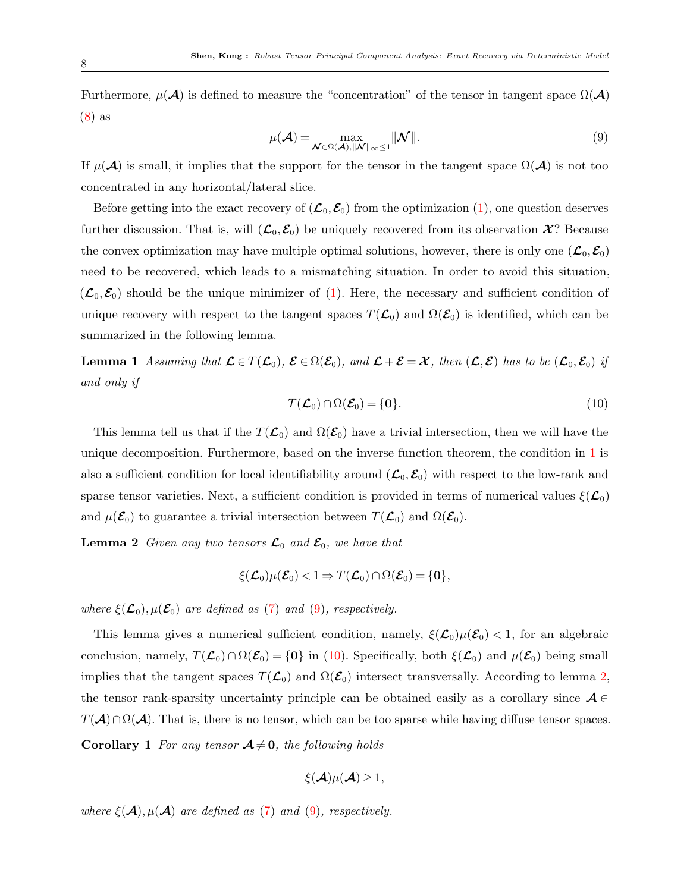Furthermore, $\mu(\boldsymbol{\mathcal{A}})$ is defined to measure the "concentration" of the tensor in tangent space $\Omega(\boldsymbol{\mathcal{A}})$ (8) as

$$\mu(\boldsymbol{\mathcal{A}}) = \max_{\boldsymbol{\mathcal{N}} \in \Omega(\boldsymbol{\mathcal{A}}), \|\boldsymbol{\mathcal{N}}\|_\infty \leq 1} \|\boldsymbol{\mathcal{N}}\|. \tag{9}$$

If $\mu(\boldsymbol{\mathcal{A}})$ is small, it implies that the support for the tensor in the tangent space $\Omega(\boldsymbol{\mathcal{A}})$ is not too concentrated in any horizontal/lateral slice.

Before getting into the exact recovery of $(\boldsymbol{\mathcal{L}}_0, \boldsymbol{\mathcal{E}}_0)$ from the optimization (1), one question deserves further discussion. That is, will $(\boldsymbol{\mathcal{L}}_0, \boldsymbol{\mathcal{E}}_0)$ be uniquely recovered from its observation $\boldsymbol{\mathcal{X}}$? Because the convex optimization may have multiple optimal solutions, however, there is only one $(\boldsymbol{\mathcal{L}}_0, \boldsymbol{\mathcal{E}}_0)$ need to be recovered, which leads to a mismatching situation. In order to avoid this situation, $(\boldsymbol{\mathcal{L}}_0, \boldsymbol{\mathcal{E}}_0)$ should be the unique minimizer of (1). Here, the necessary and sufficient condition of unique recovery with respect to the tangent spaces $T(\boldsymbol{\mathcal{L}}_0)$ and $\Omega(\boldsymbol{\mathcal{E}}_0)$ is identified, which can be summarized in the following lemma.

**Lemma 1** *Assuming that $\boldsymbol{\mathcal{L}} \in T(\boldsymbol{\mathcal{L}}_0)$, $\boldsymbol{\mathcal{E}} \in \Omega(\boldsymbol{\mathcal{E}}_0)$, and $\boldsymbol{\mathcal{L}} + \boldsymbol{\mathcal{E}} = \boldsymbol{\mathcal{X}}$, then $(\boldsymbol{\mathcal{L}}, \boldsymbol{\mathcal{E}})$ has to be $(\boldsymbol{\mathcal{L}}_0, \boldsymbol{\mathcal{E}}_0)$ if and only if*

$$T(\boldsymbol{\mathcal{L}}_0) \cap \Omega(\boldsymbol{\mathcal{E}}_0) = \{\mathbf{0}\}. \tag{10}$$

This lemma tell us that if the $T(\boldsymbol{\mathcal{L}}_0)$ and $\Omega(\boldsymbol{\mathcal{E}}_0)$ have a trivial intersection, then we will have the unique decomposition. Furthermore, based on the inverse function theorem, the condition in 1 is also a sufficient condition for local identifiability around $(\boldsymbol{\mathcal{L}}_0, \boldsymbol{\mathcal{E}}_0)$ with respect to the low-rank and sparse tensor varieties. Next, a sufficient condition is provided in terms of numerical values $\xi(\boldsymbol{\mathcal{L}}_0)$ and $\mu(\boldsymbol{\mathcal{E}}_0)$ to guarantee a trivial intersection between $T(\boldsymbol{\mathcal{L}}_0)$ and $\Omega(\boldsymbol{\mathcal{E}}_0)$.

**Lemma 2** *Given any two tensors $\boldsymbol{\mathcal{L}}_0$ and $\boldsymbol{\mathcal{E}}_0$, we have that*

$$\xi(\boldsymbol{\mathcal{L}}_0)\mu(\boldsymbol{\mathcal{E}}_0) < 1 \Rightarrow T(\boldsymbol{\mathcal{L}}_0) \cap \Omega(\boldsymbol{\mathcal{E}}_0) = \{\mathbf{0}\},$$

*where $\xi(\boldsymbol{\mathcal{L}}_0), \mu(\boldsymbol{\mathcal{E}}_0)$ are defined as (7) and (9), respectively.*

This lemma gives a numerical sufficient condition, namely, $\xi(\boldsymbol{\mathcal{L}}_0)\mu(\boldsymbol{\mathcal{E}}_0) < 1$, for an algebraic conclusion, namely, $T(\boldsymbol{\mathcal{L}}_0) \cap \Omega(\boldsymbol{\mathcal{E}}_0) = \{\mathbf{0}\}$ in (10). Specifically, both $\xi(\boldsymbol{\mathcal{L}}_0)$ and $\mu(\boldsymbol{\mathcal{E}}_0)$ being small implies that the tangent spaces $T(\boldsymbol{\mathcal{L}}_0)$ and $\Omega(\boldsymbol{\mathcal{E}}_0)$ intersect transversally. According to lemma 2, the tensor rank-sparsity uncertainty principle can be obtained easily as a corollary since $\boldsymbol{\mathcal{A}} \in T(\boldsymbol{\mathcal{A}}) \cap \Omega(\boldsymbol{\mathcal{A}})$. That is, there is no tensor, which can be too sparse while having diffuse tensor spaces.

**Corollary 1** *For any tensor $\boldsymbol{\mathcal{A}} \neq \mathbf{0}$, the following holds*

$$\xi(\boldsymbol{\mathcal{A}})\mu(\boldsymbol{\mathcal{A}}) \geq 1,$$

*where $\xi(\boldsymbol{\mathcal{A}}), \mu(\boldsymbol{\mathcal{A}})$ are defined as (7) and (9), respectively.*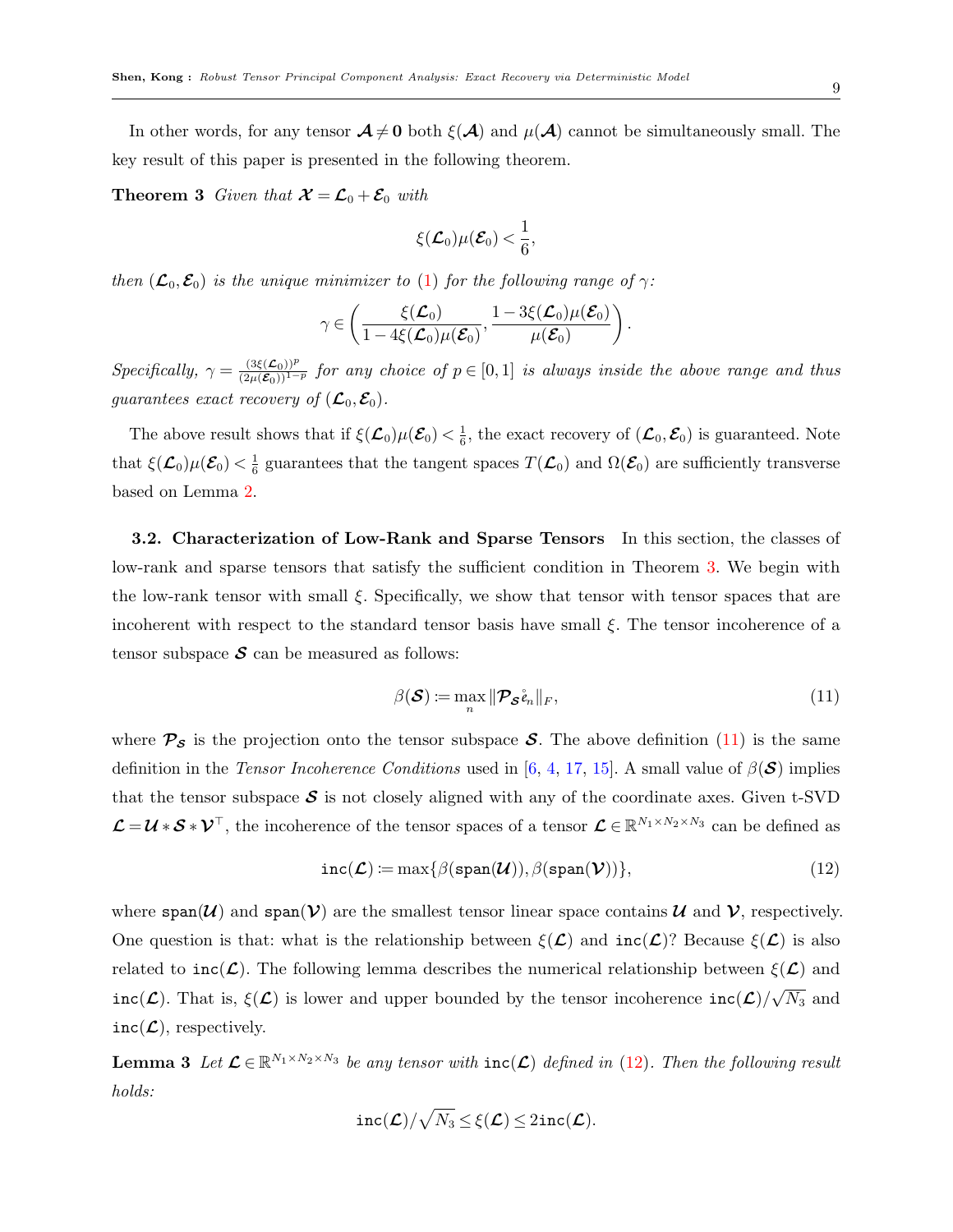In other words, for any tensor $\boldsymbol{\mathcal{A}} \neq \mathbf{0}$ both $\xi(\boldsymbol{\mathcal{A}})$ and $\mu(\boldsymbol{\mathcal{A}})$ cannot be simultaneously small. The key result of this paper is presented in the following theorem.

**Theorem 3** *Given that $\boldsymbol{\mathcal{X}} = \boldsymbol{\mathcal{L}}_0 + \boldsymbol{\mathcal{E}}_0$ with*

$$\xi(\boldsymbol{\mathcal{L}}_0)\mu(\boldsymbol{\mathcal{E}}_0) < \frac{1}{6},$$

*then $(\boldsymbol{\mathcal{L}}_0, \boldsymbol{\mathcal{E}}_0)$ is the unique minimizer to (1) for the following range of $\gamma$:*

$$\gamma \in \left( \frac{\xi(\boldsymbol{\mathcal{L}}_0)}{1 - 4\xi(\boldsymbol{\mathcal{L}}_0)\mu(\boldsymbol{\mathcal{E}}_0)}, \frac{1 - 3\xi(\boldsymbol{\mathcal{L}}_0)\mu(\boldsymbol{\mathcal{E}}_0)}{\mu(\boldsymbol{\mathcal{E}}_0)} \right).$$

*Specifically, $\gamma = \frac{(3\xi(\boldsymbol{\mathcal{L}}_0))^p}{(2\mu(\boldsymbol{\mathcal{E}}_0))^{1-p}}$ for any choice of $p \in [0,1]$ is always inside the above range and thus guarantees exact recovery of $(\boldsymbol{\mathcal{L}}_0, \boldsymbol{\mathcal{E}}_0)$.*

The above result shows that if $\xi(\boldsymbol{\mathcal{L}}_0)\mu(\boldsymbol{\mathcal{E}}_0) < \frac{1}{6}$, the exact recovery of $(\boldsymbol{\mathcal{L}}_0, \boldsymbol{\mathcal{E}}_0)$ is guaranteed. Note that $\xi(\boldsymbol{\mathcal{L}}_0)\mu(\boldsymbol{\mathcal{E}}_0) < \frac{1}{6}$ guarantees that the tangent spaces $T(\boldsymbol{\mathcal{L}}_0)$ and $\Omega(\boldsymbol{\mathcal{E}}_0)$ are sufficiently transverse based on Lemma 2.

**3.2. Characterization of Low-Rank and Sparse Tensors** In this section, the classes of low-rank and sparse tensors that satisfy the sufficient condition in Theorem 3. We begin with the low-rank tensor with small $\xi$. Specifically, we show that tensor with tensor spaces that are incoherent with respect to the standard tensor basis have small $\xi$. The tensor incoherence of a tensor subspace $\boldsymbol{\mathcal{S}}$ can be measured as follows:

$$\beta(\boldsymbol{\mathcal{S}}) \coloneqq \max_n \|\boldsymbol{\mathcal{P}}_{\boldsymbol{\mathcal{S}}} \mathring{e}_n\|_F, \tag{11}$$

where $\boldsymbol{\mathcal{P}}_{\boldsymbol{\mathcal{S}}}$ is the projection onto the tensor subspace $\boldsymbol{\mathcal{S}}$. The above definition (11) is the same definition in the *Tensor Incoherence Conditions* used in [6, 4, 17, 15]. A small value of $\beta(\boldsymbol{\mathcal{S}})$ implies that the tensor subspace $\boldsymbol{\mathcal{S}}$ is not closely aligned with any of the coordinate axes. Given t-SVD $\boldsymbol{\mathcal{L}} = \boldsymbol{\mathcal{U}} * \boldsymbol{\mathcal{S}} * \boldsymbol{\mathcal{V}}^\top$, the incoherence of the tensor spaces of a tensor $\boldsymbol{\mathcal{L}} \in \mathbb{R}^{N_1 \times N_2 \times N_3}$ can be defined as

$$\mathtt{inc}(\boldsymbol{\mathcal{L}}) \coloneqq \max\{\beta(\mathtt{span}(\boldsymbol{\mathcal{U}})), \beta(\mathtt{span}(\boldsymbol{\mathcal{V}}))\}, \tag{12}$$

where $\mathtt{span}(\boldsymbol{\mathcal{U}})$ and $\mathtt{span}(\boldsymbol{\mathcal{V}})$ are the smallest tensor linear space contains $\boldsymbol{\mathcal{U}}$ and $\boldsymbol{\mathcal{V}}$, respectively. One question is that: what is the relationship between $\xi(\boldsymbol{\mathcal{L}})$ and $\mathtt{inc}(\boldsymbol{\mathcal{L}})$? Because $\xi(\boldsymbol{\mathcal{L}})$ is also related to $\mathtt{inc}(\boldsymbol{\mathcal{L}})$. The following lemma describes the numerical relationship between $\xi(\boldsymbol{\mathcal{L}})$ and $\mathtt{inc}(\boldsymbol{\mathcal{L}})$. That is, $\xi(\boldsymbol{\mathcal{L}})$ is lower and upper bounded by the tensor incoherence $\mathtt{inc}(\boldsymbol{\mathcal{L}})/\sqrt{N_3}$ and $\mathtt{inc}(\boldsymbol{\mathcal{L}})$, respectively.

**Lemma 3** *Let $\boldsymbol{\mathcal{L}} \in \mathbb{R}^{N_1 \times N_2 \times N_3}$ be any tensor with $\mathtt{inc}(\boldsymbol{\mathcal{L}})$ defined in (12). Then the following result holds:*

$$\mathtt{inc}(\boldsymbol{\mathcal{L}})/\sqrt{N_3} \leq \xi(\boldsymbol{\mathcal{L}}) \leq 2\mathtt{inc}(\boldsymbol{\mathcal{L}}).$$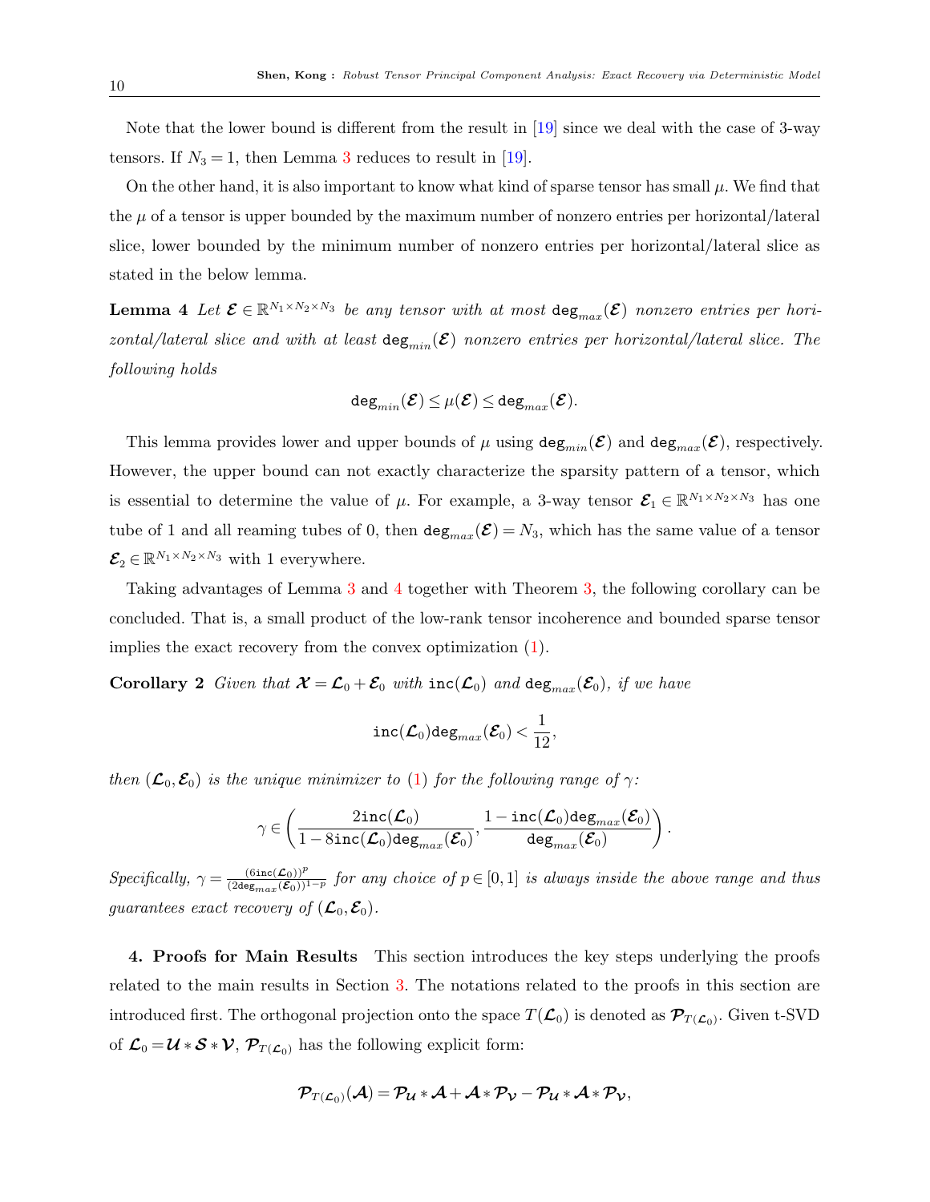Note that the lower bound is different from the result in [19] since we deal with the case of 3-way tensors. If $N_3 = 1$, then Lemma 3 reduces to result in [19].

On the other hand, it is also important to know what kind of sparse tensor has small $\mu$. We find that the $\mu$ of a tensor is upper bounded by the maximum number of nonzero entries per horizontal/lateral slice, lower bounded by the minimum number of nonzero entries per horizontal/lateral slice as stated in the below lemma.

**Lemma 4** *Let $\boldsymbol{\mathcal{E}} \in \mathbb{R}^{N_1 \times N_2 \times N_3}$ be any tensor with at most $\mathtt{deg}_{max}(\boldsymbol{\mathcal{E}})$ nonzero entries per horizontal/lateral slice and with at least $\mathtt{deg}_{min}(\boldsymbol{\mathcal{E}})$ nonzero entries per horizontal/lateral slice. The following holds*

$$\mathtt{deg}_{min}(\boldsymbol{\mathcal{E}}) \leq \mu(\boldsymbol{\mathcal{E}}) \leq \mathtt{deg}_{max}(\boldsymbol{\mathcal{E}}).$$

This lemma provides lower and upper bounds of $\mu$ using $\mathtt{deg}_{min}(\boldsymbol{\mathcal{E}})$ and $\mathtt{deg}_{max}(\boldsymbol{\mathcal{E}})$, respectively. However, the upper bound can not exactly characterize the sparsity pattern of a tensor, which is essential to determine the value of $\mu$. For example, a 3-way tensor $\boldsymbol{\mathcal{E}}_1 \in \mathbb{R}^{N_1 \times N_2 \times N_3}$ has one tube of 1 and all reaming tubes of 0, then $\mathtt{deg}_{max}(\boldsymbol{\mathcal{E}}) = N_3$, which has the same value of a tensor $\boldsymbol{\mathcal{E}}_2 \in \mathbb{R}^{N_1 \times N_2 \times N_3}$ with 1 everywhere.

Taking advantages of Lemma 3 and 4 together with Theorem 3, the following corollary can be concluded. That is, a small product of the low-rank tensor incoherence and bounded sparse tensor implies the exact recovery from the convex optimization (1).

**Corollary 2** *Given that $\boldsymbol{\mathcal{X}} = \boldsymbol{\mathcal{L}}_0 + \boldsymbol{\mathcal{E}}_0$ with $\mathtt{inc}(\boldsymbol{\mathcal{L}}_0)$ and $\mathtt{deg}_{max}(\boldsymbol{\mathcal{E}}_0)$, if we have*

$$\mathtt{inc}(\boldsymbol{\mathcal{L}}_0)\mathtt{deg}_{max}(\boldsymbol{\mathcal{E}}_0) < \frac{1}{12},$$

*then $(\boldsymbol{\mathcal{L}}_0, \boldsymbol{\mathcal{E}}_0)$ is the unique minimizer to (1) for the following range of $\gamma$:*

$$\gamma \in \left( \frac{2\mathtt{inc}(\boldsymbol{\mathcal{L}}_0)}{1 - 8\mathtt{inc}(\boldsymbol{\mathcal{L}}_0)\mathtt{deg}_{max}(\boldsymbol{\mathcal{E}}_0)}, \frac{1 - \mathtt{inc}(\boldsymbol{\mathcal{L}}_0)\mathtt{deg}_{max}(\boldsymbol{\mathcal{E}}_0)}{\mathtt{deg}_{max}(\boldsymbol{\mathcal{E}}_0)} \right).$$

*Specifically, $\gamma = \frac{(6\mathtt{inc}(\boldsymbol{\mathcal{L}}_0))^p}{(2\mathtt{deg}_{max}(\boldsymbol{\mathcal{E}}_0))^{1-p}}$ for any choice of $p \in [0,1]$ is always inside the above range and thus guarantees exact recovery of $(\boldsymbol{\mathcal{L}}_0, \boldsymbol{\mathcal{E}}_0)$.*

## 4. Proofs for Main Results

This section introduces the key steps underlying the proofs related to the main results in Section 3. The notations related to the proofs in this section are introduced first. The orthogonal projection onto the space $T(\boldsymbol{\mathcal{L}}_0)$ is denoted as $\boldsymbol{\mathcal{P}}_{T(\boldsymbol{\mathcal{L}}_0)}$. Given t-SVD of $\boldsymbol{\mathcal{L}}_0 = \boldsymbol{\mathcal{U}} * \boldsymbol{\mathcal{S}} * \boldsymbol{\mathcal{V}}$, $\boldsymbol{\mathcal{P}}_{T(\boldsymbol{\mathcal{L}}_0)}$ has the following explicit form:

$$\boldsymbol{\mathcal{P}}_{T(\boldsymbol{\mathcal{L}}_0)}(\boldsymbol{\mathcal{A}}) = \boldsymbol{\mathcal{P}}_{\boldsymbol{\mathcal{U}}} * \boldsymbol{\mathcal{A}} + \boldsymbol{\mathcal{A}} * \boldsymbol{\mathcal{P}}_{\boldsymbol{\mathcal{V}}} - \boldsymbol{\mathcal{P}}_{\boldsymbol{\mathcal{U}}} * \boldsymbol{\mathcal{A}} * \boldsymbol{\mathcal{P}}_{\boldsymbol{\mathcal{V}}},$$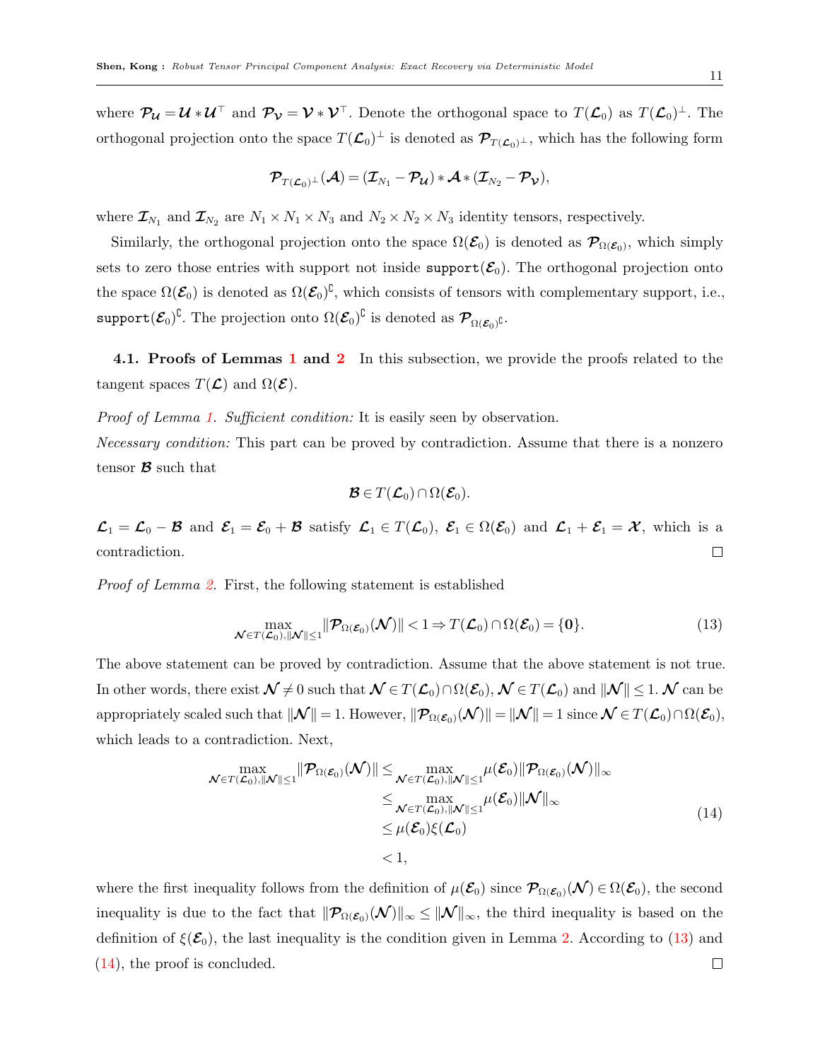where $\boldsymbol{\mathcal{P}}_{\boldsymbol{\mathcal{U}}} = \boldsymbol{\mathcal{U}} * \boldsymbol{\mathcal{U}}^\top$ and $\boldsymbol{\mathcal{P}}_{\boldsymbol{\mathcal{V}}} = \boldsymbol{\mathcal{V}} * \boldsymbol{\mathcal{V}}^\top$. Denote the orthogonal space to $T(\boldsymbol{\mathcal{L}}_0)$ as $T(\boldsymbol{\mathcal{L}}_0)^\perp$. The orthogonal projection onto the space $T(\boldsymbol{\mathcal{L}}_0)^\perp$ is denoted as $\boldsymbol{\mathcal{P}}_{T(\boldsymbol{\mathcal{L}}_0)^\perp}$, which has the following form

$$\boldsymbol{\mathcal{P}}_{T(\boldsymbol{\mathcal{L}}_0)^\perp}(\boldsymbol{\mathcal{A}}) = (\boldsymbol{\mathcal{I}}_{N_1} - \boldsymbol{\mathcal{P}}_{\boldsymbol{\mathcal{U}}}) * \boldsymbol{\mathcal{A}} * (\boldsymbol{\mathcal{I}}_{N_2} - \boldsymbol{\mathcal{P}}_{\boldsymbol{\mathcal{V}}}),$$

where $\boldsymbol{\mathcal{I}}_{N_1}$ and $\boldsymbol{\mathcal{I}}_{N_2}$ are $N_1 \times N_1 \times N_3$ and $N_2 \times N_2 \times N_3$ identity tensors, respectively.

Similarly, the orthogonal projection onto the space $\Omega(\boldsymbol{\mathcal{E}}_0)$ is denoted as $\boldsymbol{\mathcal{P}}_{\Omega(\boldsymbol{\mathcal{E}}_0)}$, which simply sets to zero those entries with support not inside $\texttt{support}(\boldsymbol{\mathcal{E}}_0)$. The orthogonal projection onto the space $\Omega(\boldsymbol{\mathcal{E}}_0)$ is denoted as $\Omega(\boldsymbol{\mathcal{E}}_0)^\complement$, which consists of tensors with complementary support, i.e., $\texttt{support}(\boldsymbol{\mathcal{E}}_0)^\complement$. The projection onto $\Omega(\boldsymbol{\mathcal{E}}_0)^\complement$ is denoted as $\boldsymbol{\mathcal{P}}_{\Omega(\boldsymbol{\mathcal{E}}_0)^\complement}$.

**4.1. Proofs of Lemmas 1 and 2** In this subsection, we provide the proofs related to the tangent spaces $T(\boldsymbol{\mathcal{L}})$ and $\Omega(\boldsymbol{\mathcal{E}})$.

*Proof of Lemma 1. Sufficient condition:* It is easily seen by observation.

*Necessary condition:* This part can be proved by contradiction. Assume that there is a nonzero tensor $\boldsymbol{\mathcal{B}}$ such that

$$\boldsymbol{\mathcal{B}} \in T(\boldsymbol{\mathcal{L}}_0) \cap \Omega(\boldsymbol{\mathcal{E}}_0).$$

$\boldsymbol{\mathcal{L}}_1 = \boldsymbol{\mathcal{L}}_0 - \boldsymbol{\mathcal{B}}$ and $\boldsymbol{\mathcal{E}}_1 = \boldsymbol{\mathcal{E}}_0 + \boldsymbol{\mathcal{B}}$ satisfy $\boldsymbol{\mathcal{L}}_1 \in T(\boldsymbol{\mathcal{L}}_0)$, $\boldsymbol{\mathcal{E}}_1 \in \Omega(\boldsymbol{\mathcal{E}}_0)$ and $\boldsymbol{\mathcal{L}}_1 + \boldsymbol{\mathcal{E}}_1 = \boldsymbol{\mathcal{X}}$, which is a contradiction. □

*Proof of Lemma 2.* First, the following statement is established

$$\max_{\boldsymbol{\mathcal{N}} \in T(\boldsymbol{\mathcal{L}}_0), \|\boldsymbol{\mathcal{N}}\| \leq 1} \|\boldsymbol{\mathcal{P}}_{\Omega(\boldsymbol{\mathcal{E}}_0)}(\boldsymbol{\mathcal{N}})\| < 1 \Rightarrow T(\boldsymbol{\mathcal{L}}_0) \cap \Omega(\boldsymbol{\mathcal{E}}_0) = \{\mathbf{0}\}. \tag{13}$$

The above statement can be proved by contradiction. Assume that the above statement is not true. In other words, there exist $\boldsymbol{\mathcal{N}} \neq 0$ such that $\boldsymbol{\mathcal{N}} \in T(\boldsymbol{\mathcal{L}}_0) \cap \Omega(\boldsymbol{\mathcal{E}}_0)$, $\boldsymbol{\mathcal{N}} \in T(\boldsymbol{\mathcal{L}}_0)$ and $\|\boldsymbol{\mathcal{N}}\| \leq 1$. $\boldsymbol{\mathcal{N}}$ can be appropriately scaled such that $\|\boldsymbol{\mathcal{N}}\| = 1$. However, $\|\boldsymbol{\mathcal{P}}_{\Omega(\boldsymbol{\mathcal{E}}_0)}(\boldsymbol{\mathcal{N}})\| = \|\boldsymbol{\mathcal{N}}\| = 1$ since $\boldsymbol{\mathcal{N}} \in T(\boldsymbol{\mathcal{L}}_0) \cap \Omega(\boldsymbol{\mathcal{E}}_0)$, which leads to a contradiction. Next,

$$\begin{aligned}
\max_{\boldsymbol{\mathcal{N}} \in T(\boldsymbol{\mathcal{L}}_0), \|\boldsymbol{\mathcal{N}}\| \leq 1} \|\boldsymbol{\mathcal{P}}_{\Omega(\boldsymbol{\mathcal{E}}_0)}(\boldsymbol{\mathcal{N}})\| &\leq \max_{\boldsymbol{\mathcal{N}} \in T(\boldsymbol{\mathcal{L}}_0), \|\boldsymbol{\mathcal{N}}\| \leq 1} \mu(\boldsymbol{\mathcal{E}}_0) \|\boldsymbol{\mathcal{P}}_{\Omega(\boldsymbol{\mathcal{E}}_0)}(\boldsymbol{\mathcal{N}})\|_\infty \\
&\leq \max_{\boldsymbol{\mathcal{N}} \in T(\boldsymbol{\mathcal{L}}_0), \|\boldsymbol{\mathcal{N}}\| \leq 1} \mu(\boldsymbol{\mathcal{E}}_0) \|\boldsymbol{\mathcal{N}}\|_\infty \\
&\leq \mu(\boldsymbol{\mathcal{E}}_0) \xi(\boldsymbol{\mathcal{L}}_0) \\
&< 1,
\end{aligned} \tag{14}$$

where the first inequality follows from the definition of $\mu(\boldsymbol{\mathcal{E}}_0)$ since $\boldsymbol{\mathcal{P}}_{\Omega(\boldsymbol{\mathcal{E}}_0)}(\boldsymbol{\mathcal{N}}) \in \Omega(\boldsymbol{\mathcal{E}}_0)$, the second inequality is due to the fact that $\|\boldsymbol{\mathcal{P}}_{\Omega(\boldsymbol{\mathcal{E}}_0)}(\boldsymbol{\mathcal{N}})\|_\infty \leq \|\boldsymbol{\mathcal{N}}\|_\infty$, the third inequality is based on the definition of $\xi(\boldsymbol{\mathcal{E}}_0)$, the last inequality is the condition given in Lemma 2. According to (13) and (14), the proof is concluded. □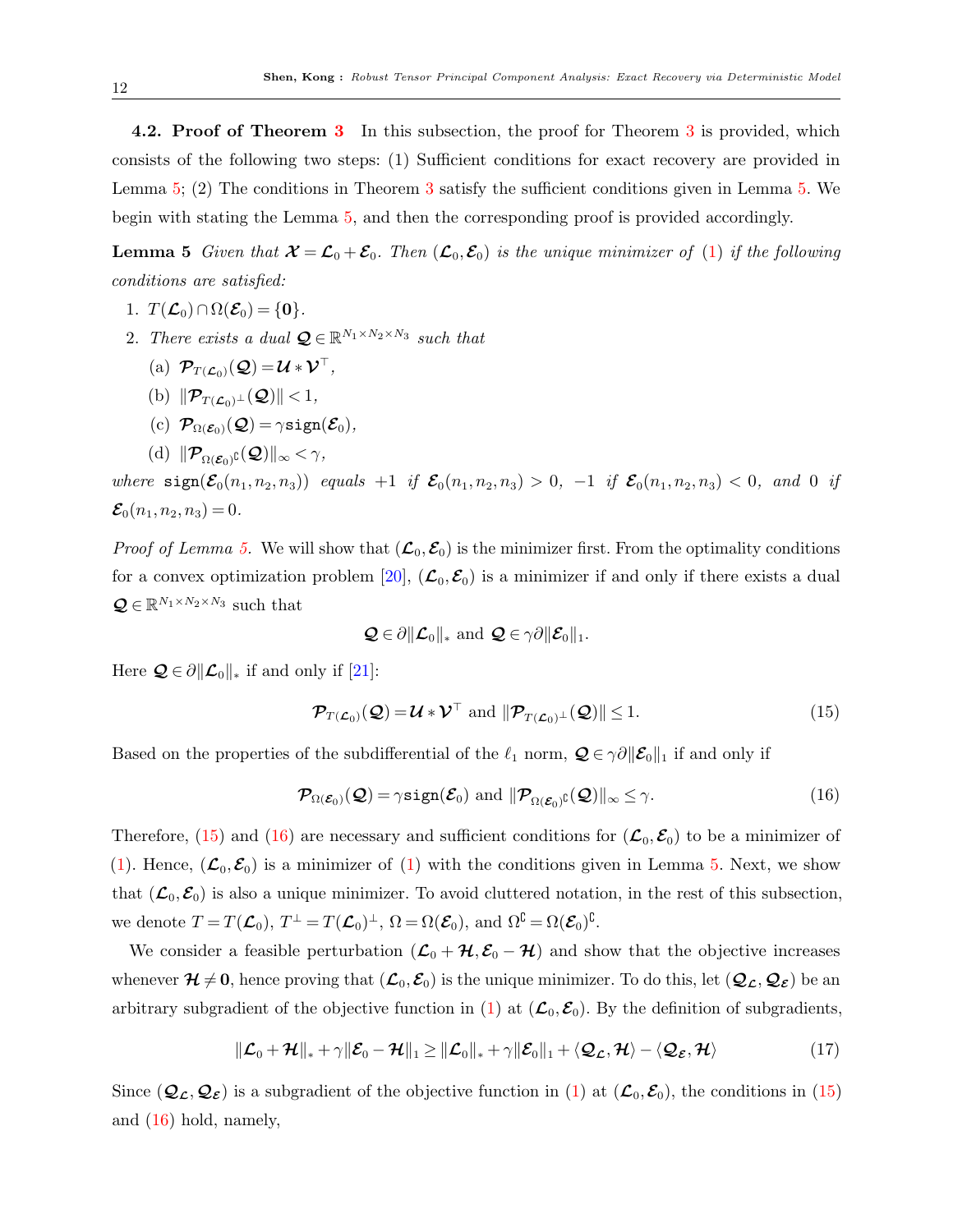**4.2. Proof of Theorem 3** In this subsection, the proof for Theorem 3 is provided, which consists of the following two steps: (1) Sufficient conditions for exact recovery are provided in Lemma 5; (2) The conditions in Theorem 3 satisfy the sufficient conditions given in Lemma 5. We begin with stating the Lemma 5, and then the corresponding proof is provided accordingly.

**Lemma 5** *Given that $\boldsymbol{\mathcal{X}} = \boldsymbol{\mathcal{L}}_0 + \boldsymbol{\mathcal{E}}_0$. Then $(\boldsymbol{\mathcal{L}}_0, \boldsymbol{\mathcal{E}}_0)$ is the unique minimizer of (1) if the following conditions are satisfied:*

1. $T(\boldsymbol{\mathcal{L}}_0) \cap \Omega(\boldsymbol{\mathcal{E}}_0) = \{\mathbf{0}\}$.
2. *There exists a dual $\boldsymbol{\mathcal{Q}} \in \mathbb{R}^{N_1 \times N_2 \times N_3}$ such that*
   (a) $\boldsymbol{\mathcal{P}}_{T(\boldsymbol{\mathcal{L}}_0)}(\boldsymbol{\mathcal{Q}}) = \boldsymbol{\mathcal{U}} * \boldsymbol{\mathcal{V}}^\top$,
   (b) $\|\boldsymbol{\mathcal{P}}_{T(\boldsymbol{\mathcal{L}}_0)^\perp}(\boldsymbol{\mathcal{Q}})\| < 1$,
   (c) $\boldsymbol{\mathcal{P}}_{\Omega(\boldsymbol{\mathcal{E}}_0)}(\boldsymbol{\mathcal{Q}}) = \gamma \mathtt{sign}(\boldsymbol{\mathcal{E}}_0)$,
   (d) $\|\boldsymbol{\mathcal{P}}_{\Omega(\boldsymbol{\mathcal{E}}_0)^\complement}(\boldsymbol{\mathcal{Q}})\|_\infty < \gamma$,

*where $\mathtt{sign}(\boldsymbol{\mathcal{E}}_0(n_1, n_2, n_3))$ equals $+1$ if $\boldsymbol{\mathcal{E}}_0(n_1, n_2, n_3) > 0$, $-1$ if $\boldsymbol{\mathcal{E}}_0(n_1, n_2, n_3) < 0$, and $0$ if $\boldsymbol{\mathcal{E}}_0(n_1, n_2, n_3) = 0$.*

*Proof of Lemma 5.* We will show that $(\boldsymbol{\mathcal{L}}_0, \boldsymbol{\mathcal{E}}_0)$ is the minimizer first. From the optimality conditions for a convex optimization problem [20], $(\boldsymbol{\mathcal{L}}_0, \boldsymbol{\mathcal{E}}_0)$ is a minimizer if and only if there exists a dual $\boldsymbol{\mathcal{Q}} \in \mathbb{R}^{N_1 \times N_2 \times N_3}$ such that

$$\boldsymbol{\mathcal{Q}} \in \partial \|\boldsymbol{\mathcal{L}}_0\|_* \text{ and } \boldsymbol{\mathcal{Q}} \in \gamma \partial \|\boldsymbol{\mathcal{E}}_0\|_1.$$

Here $\boldsymbol{\mathcal{Q}} \in \partial \|\boldsymbol{\mathcal{L}}_0\|_*$ if and only if [21]:

$$\boldsymbol{\mathcal{P}}_{T(\boldsymbol{\mathcal{L}}_0)}(\boldsymbol{\mathcal{Q}}) = \boldsymbol{\mathcal{U}} * \boldsymbol{\mathcal{V}}^\top \text{ and } \|\boldsymbol{\mathcal{P}}_{T(\boldsymbol{\mathcal{L}}_0)^\perp}(\boldsymbol{\mathcal{Q}})\| \leq 1. \tag{15}$$

Based on the properties of the subdifferential of the $\ell_1$ norm, $\boldsymbol{\mathcal{Q}} \in \gamma \partial \|\boldsymbol{\mathcal{E}}_0\|_1$ if and only if

$$\boldsymbol{\mathcal{P}}_{\Omega(\boldsymbol{\mathcal{E}}_0)}(\boldsymbol{\mathcal{Q}}) = \gamma \mathtt{sign}(\boldsymbol{\mathcal{E}}_0) \text{ and } \|\boldsymbol{\mathcal{P}}_{\Omega(\boldsymbol{\mathcal{E}}_0)^\complement}(\boldsymbol{\mathcal{Q}})\|_\infty \leq \gamma. \tag{16}$$

Therefore, (15) and (16) are necessary and sufficient conditions for $(\boldsymbol{\mathcal{L}}_0, \boldsymbol{\mathcal{E}}_0)$ to be a minimizer of (1). Hence, $(\boldsymbol{\mathcal{L}}_0, \boldsymbol{\mathcal{E}}_0)$ is a minimizer of (1) with the conditions given in Lemma 5. Next, we show that $(\boldsymbol{\mathcal{L}}_0, \boldsymbol{\mathcal{E}}_0)$ is also a unique minimizer. To avoid cluttered notation, in the rest of this subsection, we denote $T = T(\boldsymbol{\mathcal{L}}_0)$, $T^\perp = T(\boldsymbol{\mathcal{L}}_0)^\perp$, $\Omega = \Omega(\boldsymbol{\mathcal{E}}_0)$, and $\Omega^\complement = \Omega(\boldsymbol{\mathcal{E}}_0)^\complement$.

We consider a feasible perturbation $(\boldsymbol{\mathcal{L}}_0 + \boldsymbol{\mathcal{H}}, \boldsymbol{\mathcal{E}}_0 - \boldsymbol{\mathcal{H}})$ and show that the objective increases whenever $\boldsymbol{\mathcal{H}} \neq \mathbf{0}$, hence proving that $(\boldsymbol{\mathcal{L}}_0, \boldsymbol{\mathcal{E}}_0)$ is the unique minimizer. To do this, let $(\boldsymbol{\mathcal{Q}}_{\boldsymbol{\mathcal{L}}}, \boldsymbol{\mathcal{Q}}_{\boldsymbol{\mathcal{E}}})$ be an arbitrary subgradient of the objective function in (1) at $(\boldsymbol{\mathcal{L}}_0, \boldsymbol{\mathcal{E}}_0)$. By the definition of subgradients,

$$\|\boldsymbol{\mathcal{L}}_0 + \boldsymbol{\mathcal{H}}\|_* + \gamma \|\boldsymbol{\mathcal{E}}_0 - \boldsymbol{\mathcal{H}}\|_1 \geq \|\boldsymbol{\mathcal{L}}_0\|_* + \gamma \|\boldsymbol{\mathcal{E}}_0\|_1 + \langle \boldsymbol{\mathcal{Q}}_{\boldsymbol{\mathcal{L}}}, \boldsymbol{\mathcal{H}} \rangle - \langle \boldsymbol{\mathcal{Q}}_{\boldsymbol{\mathcal{E}}}, \boldsymbol{\mathcal{H}} \rangle \tag{17}$$

Since $(\boldsymbol{\mathcal{Q}}_{\boldsymbol{\mathcal{L}}}, \boldsymbol{\mathcal{Q}}_{\boldsymbol{\mathcal{E}}})$ is a subgradient of the objective function in (1) at $(\boldsymbol{\mathcal{L}}_0, \boldsymbol{\mathcal{E}}_0)$, the conditions in (15) and (16) hold, namely,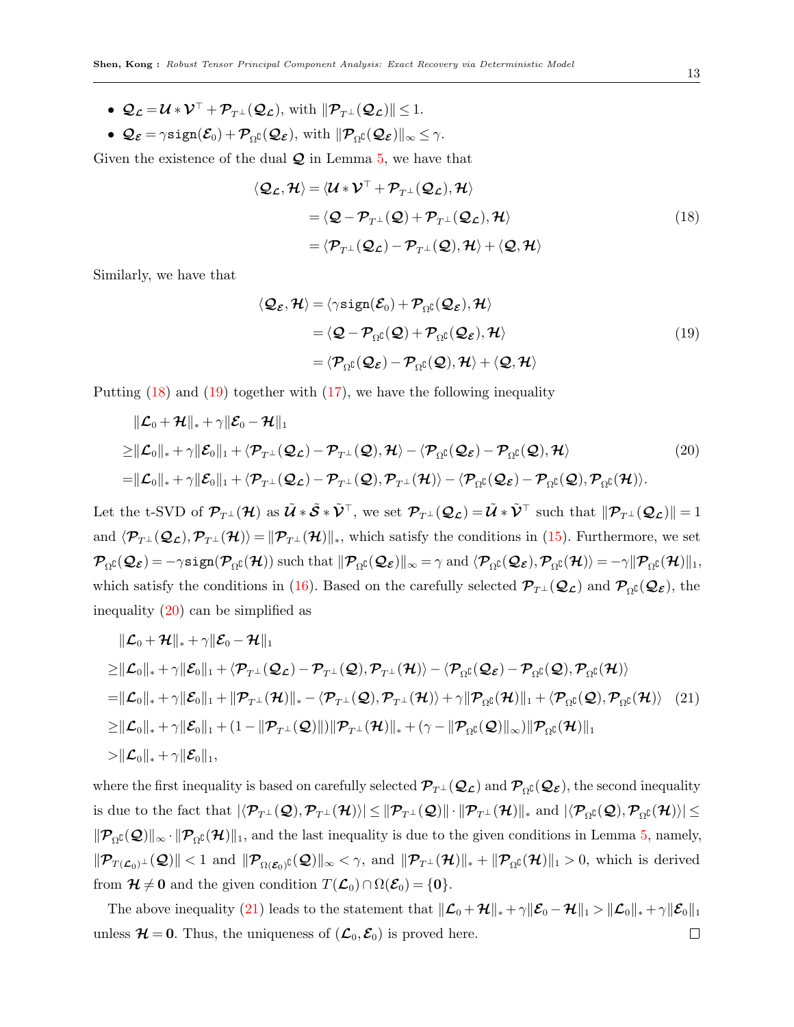- $\mathcal{Q}_{\mathcal{L}} = \mathcal{U} * \mathcal{V}^\top + \mathcal{P}_{T^\perp}(\mathcal{Q}_{\mathcal{L}})$, with $\|\mathcal{P}_{T^\perp}(\mathcal{Q}_{\mathcal{L}})\| \le 1$.
- $\mathcal{Q}_{\mathcal{E}} = \gamma \mathtt{sign}(\mathcal{E}_0) + \mathcal{P}_{\Omega^\complement}(\mathcal{Q}_{\mathcal{E}})$, with $\|\mathcal{P}_{\Omega^\complement}(\mathcal{Q}_{\mathcal{E}})\|_\infty \le \gamma$.

Given the existence of the dual $\mathcal{Q}$ in Lemma 5, we have that

$$
\begin{aligned}
\langle \mathcal{Q}_{\mathcal{L}}, \mathcal{H} \rangle &= \langle \mathcal{U} * \mathcal{V}^\top + \mathcal{P}_{T^\perp}(\mathcal{Q}_{\mathcal{L}}), \mathcal{H} \rangle \\
&= \langle \mathcal{Q} - \mathcal{P}_{T^\perp}(\mathcal{Q}) + \mathcal{P}_{T^\perp}(\mathcal{Q}_{\mathcal{L}}), \mathcal{H} \rangle \\
&= \langle \mathcal{P}_{T^\perp}(\mathcal{Q}_{\mathcal{L}}) - \mathcal{P}_{T^\perp}(\mathcal{Q}), \mathcal{H} \rangle + \langle \mathcal{Q}, \mathcal{H} \rangle
\end{aligned} \tag{18}
$$

Similarly, we have that

$$
\begin{aligned}
\langle \mathcal{Q}_{\mathcal{E}}, \mathcal{H} \rangle &= \langle \gamma \mathtt{sign}(\mathcal{E}_0) + \mathcal{P}_{\Omega^\complement}(\mathcal{Q}_{\mathcal{E}}), \mathcal{H} \rangle \\
&= \langle \mathcal{Q} - \mathcal{P}_{\Omega^\complement}(\mathcal{Q}) + \mathcal{P}_{\Omega^\complement}(\mathcal{Q}_{\mathcal{E}}), \mathcal{H} \rangle \\
&= \langle \mathcal{P}_{\Omega^\complement}(\mathcal{Q}_{\mathcal{E}}) - \mathcal{P}_{\Omega^\complement}(\mathcal{Q}), \mathcal{H} \rangle + \langle \mathcal{Q}, \mathcal{H} \rangle
\end{aligned} \tag{19}
$$

Putting (18) and (19) together with (17), we have the following inequality

$$
\begin{aligned}
&\|\mathcal{L}_0 + \mathcal{H}\|_* + \gamma \|\mathcal{E}_0 - \mathcal{H}\|_1 \\
\ge &\|\mathcal{L}_0\|_* + \gamma \|\mathcal{E}_0\|_1 + \langle \mathcal{P}_{T^\perp}(\mathcal{Q}_{\mathcal{L}}) - \mathcal{P}_{T^\perp}(\mathcal{Q}), \mathcal{H} \rangle - \langle \mathcal{P}_{\Omega^\complement}(\mathcal{Q}_{\mathcal{E}}) - \mathcal{P}_{\Omega^\complement}(\mathcal{Q}), \mathcal{H} \rangle \\
= &\|\mathcal{L}_0\|_* + \gamma \|\mathcal{E}_0\|_1 + \langle \mathcal{P}_{T^\perp}(\mathcal{Q}_{\mathcal{L}}) - \mathcal{P}_{T^\perp}(\mathcal{Q}), \mathcal{P}_{T^\perp}(\mathcal{H}) \rangle - \langle \mathcal{P}_{\Omega^\complement}(\mathcal{Q}_{\mathcal{E}}) - \mathcal{P}_{\Omega^\complement}(\mathcal{Q}), \mathcal{P}_{\Omega^\complement}(\mathcal{H}) \rangle.
\end{aligned} \tag{20}
$$

Let the t-SVD of $\mathcal{P}_{T^\perp}(\mathcal{H})$ as $\tilde{\mathcal{U}} * \tilde{\mathcal{S}} * \tilde{\mathcal{V}}^\top$, we set $\mathcal{P}_{T^\perp}(\mathcal{Q}_{\mathcal{L}}) = \tilde{\mathcal{U}} * \tilde{\mathcal{V}}^\top$ such that $\|\mathcal{P}_{T^\perp}(\mathcal{Q}_{\mathcal{L}})\| = 1$ and $\langle \mathcal{P}_{T^\perp}(\mathcal{Q}_{\mathcal{L}}), \mathcal{P}_{T^\perp}(\mathcal{H}) \rangle = \|\mathcal{P}_{T^\perp}(\mathcal{H})\|_*$, which satisfy the conditions in (15). Furthermore, we set $\mathcal{P}_{\Omega^\complement}(\mathcal{Q}_{\mathcal{E}}) = -\gamma \mathtt{sign}(\mathcal{P}_{\Omega^\complement}(\mathcal{H}))$ such that $\|\mathcal{P}_{\Omega^\complement}(\mathcal{Q}_{\mathcal{E}})\|_\infty = \gamma$ and $\langle \mathcal{P}_{\Omega^\complement}(\mathcal{Q}_{\mathcal{E}}), \mathcal{P}_{\Omega^\complement}(\mathcal{H}) \rangle = -\gamma \|\mathcal{P}_{\Omega^\complement}(\mathcal{H})\|_1$, which satisfy the conditions in (16). Based on the carefully selected $\mathcal{P}_{T^\perp}(\mathcal{Q}_{\mathcal{L}})$ and $\mathcal{P}_{\Omega^\complement}(\mathcal{Q}_{\mathcal{E}})$, the inequality (20) can be simplified as

$$
\begin{aligned}
&\|\mathcal{L}_0 + \mathcal{H}\|_* + \gamma \|\mathcal{E}_0 - \mathcal{H}\|_1 \\
\ge &\|\mathcal{L}_0\|_* + \gamma \|\mathcal{E}_0\|_1 + \langle \mathcal{P}_{T^\perp}(\mathcal{Q}_{\mathcal{L}}) - \mathcal{P}_{T^\perp}(\mathcal{Q}), \mathcal{P}_{T^\perp}(\mathcal{H}) \rangle - \langle \mathcal{P}_{\Omega^\complement}(\mathcal{Q}_{\mathcal{E}}) - \mathcal{P}_{\Omega^\complement}(\mathcal{Q}), \mathcal{P}_{\Omega^\complement}(\mathcal{H}) \rangle \\
= &\|\mathcal{L}_0\|_* + \gamma \|\mathcal{E}_0\|_1 + \|\mathcal{P}_{T^\perp}(\mathcal{H})\|_* - \langle \mathcal{P}_{T^\perp}(\mathcal{Q}), \mathcal{P}_{T^\perp}(\mathcal{H}) \rangle + \gamma \|\mathcal{P}_{\Omega^\complement}(\mathcal{H})\|_1 + \langle \mathcal{P}_{\Omega^\complement}(\mathcal{Q}), \mathcal{P}_{\Omega^\complement}(\mathcal{H}) \rangle \\
\ge &\|\mathcal{L}_0\|_* + \gamma \|\mathcal{E}_0\|_1 + (1 - \|\mathcal{P}_{T^\perp}(\mathcal{Q})\|) \|\mathcal{P}_{T^\perp}(\mathcal{H})\|_* + (\gamma - \|\mathcal{P}_{\Omega^\complement}(\mathcal{Q})\|_\infty) \|\mathcal{P}_{\Omega^\complement}(\mathcal{H})\|_1 \\
> &\|\mathcal{L}_0\|_* + \gamma \|\mathcal{E}_0\|_1,
\end{aligned} \tag{21}
$$

where the first inequality is based on carefully selected $\mathcal{P}_{T^\perp}(\mathcal{Q}_{\mathcal{L}})$ and $\mathcal{P}_{\Omega^\complement}(\mathcal{Q}_{\mathcal{E}})$, the second inequality is due to the fact that $|\langle \mathcal{P}_{T^\perp}(\mathcal{Q}), \mathcal{P}_{T^\perp}(\mathcal{H}) \rangle| \le \|\mathcal{P}_{T^\perp}(\mathcal{Q})\| \cdot \|\mathcal{P}_{T^\perp}(\mathcal{H})\|_*$ and $|\langle \mathcal{P}_{\Omega^\complement}(\mathcal{Q}), \mathcal{P}_{\Omega^\complement}(\mathcal{H}) \rangle| \le \|\mathcal{P}_{\Omega^\complement}(\mathcal{Q})\|_\infty \cdot \|\mathcal{P}_{\Omega^\complement}(\mathcal{H})\|_1$, and the last inequality is due to the given conditions in Lemma 5, namely, $\|\mathcal{P}_{T(\mathcal{L}_0)^\perp}(\mathcal{Q})\| < 1$ and $\|\mathcal{P}_{\Omega(\mathcal{E}_0)^\complement}(\mathcal{Q})\|_\infty < \gamma$, and $\|\mathcal{P}_{T^\perp}(\mathcal{H})\|_* + \|\mathcal{P}_{\Omega^\complement}(\mathcal{H})\|_1 > 0$, which is derived from $\mathcal{H} \neq \mathbf{0}$ and the given condition $T(\mathcal{L}_0) \cap \Omega(\mathcal{E}_0) = \{\mathbf{0}\}$.

The above inequality (21) leads to the statement that $\|\mathcal{L}_0 + \mathcal{H}\|_* + \gamma \|\mathcal{E}_0 - \mathcal{H}\|_1 > \|\mathcal{L}_0\|_* + \gamma \|\mathcal{E}_0\|_1$ unless $\mathcal{H} = \mathbf{0}$. Thus, the uniqueness of $(\mathcal{L}_0, \mathcal{E}_0)$ is proved here. □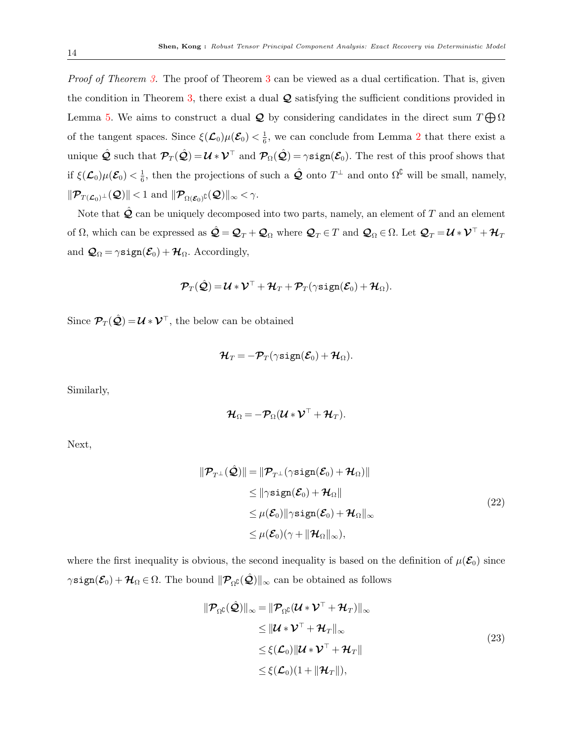*Proof of Theorem 3.* The proof of Theorem 3 can be viewed as a dual certification. That is, given the condition in Theorem 3, there exist a dual $\boldsymbol{\mathcal{Q}}$ satisfying the sufficient conditions provided in Lemma 5. We aims to construct a dual $\boldsymbol{\mathcal{Q}}$ by considering candidates in the direct sum $T \bigoplus \Omega$ of the tangent spaces. Since $\xi(\boldsymbol{\mathcal{L}}_0)\mu(\boldsymbol{\mathcal{E}}_0) < \frac{1}{6}$, we can conclude from Lemma 2 that there exist a unique $\hat{\boldsymbol{\mathcal{Q}}}$ such that $\boldsymbol{\mathcal{P}}_T(\hat{\boldsymbol{\mathcal{Q}}}) = \boldsymbol{\mathcal{U}} * \boldsymbol{\mathcal{V}}^\top$ and $\boldsymbol{\mathcal{P}}_\Omega(\hat{\boldsymbol{\mathcal{Q}}}) = \gamma \texttt{sign}(\boldsymbol{\mathcal{E}}_0)$. The rest of this proof shows that if $\xi(\boldsymbol{\mathcal{L}}_0)\mu(\boldsymbol{\mathcal{E}}_0) < \frac{1}{6}$, then the projections of such a $\hat{\boldsymbol{\mathcal{Q}}}$ onto $T^\perp$ and onto $\Omega^\complement$ will be small, namely, $\|\boldsymbol{\mathcal{P}}_{T(\boldsymbol{\mathcal{L}}_0)^\perp}(\boldsymbol{\mathcal{Q}})\| < 1$ and $\|\boldsymbol{\mathcal{P}}_{\Omega(\boldsymbol{\mathcal{E}}_0)^\complement}(\boldsymbol{\mathcal{Q}})\|_\infty < \gamma$.

Note that $\hat{\boldsymbol{\mathcal{Q}}}$ can be uniquely decomposed into two parts, namely, an element of $T$ and an element of $\Omega$, which can be expressed as $\hat{\boldsymbol{\mathcal{Q}}} = \boldsymbol{\mathcal{Q}}_T + \boldsymbol{\mathcal{Q}}_\Omega$ where $\boldsymbol{\mathcal{Q}}_T \in T$ and $\boldsymbol{\mathcal{Q}}_\Omega \in \Omega$. Let $\boldsymbol{\mathcal{Q}}_T = \boldsymbol{\mathcal{U}} * \boldsymbol{\mathcal{V}}^\top + \boldsymbol{\mathcal{H}}_T$ and $\boldsymbol{\mathcal{Q}}_\Omega = \gamma \texttt{sign}(\boldsymbol{\mathcal{E}}_0) + \boldsymbol{\mathcal{H}}_\Omega$. Accordingly,

$$\boldsymbol{\mathcal{P}}_T(\hat{\boldsymbol{\mathcal{Q}}}) = \boldsymbol{\mathcal{U}} * \boldsymbol{\mathcal{V}}^\top + \boldsymbol{\mathcal{H}}_T + \boldsymbol{\mathcal{P}}_T(\gamma \texttt{sign}(\boldsymbol{\mathcal{E}}_0) + \boldsymbol{\mathcal{H}}_\Omega).$$

Since $\boldsymbol{\mathcal{P}}_T(\hat{\boldsymbol{\mathcal{Q}}}) = \boldsymbol{\mathcal{U}} * \boldsymbol{\mathcal{V}}^\top$, the below can be obtained

$$\boldsymbol{\mathcal{H}}_T = -\boldsymbol{\mathcal{P}}_T(\gamma \texttt{sign}(\boldsymbol{\mathcal{E}}_0) + \boldsymbol{\mathcal{H}}_\Omega).$$

Similarly,

$$\boldsymbol{\mathcal{H}}_\Omega = -\boldsymbol{\mathcal{P}}_\Omega(\boldsymbol{\mathcal{U}} * \boldsymbol{\mathcal{V}}^\top + \boldsymbol{\mathcal{H}}_T).$$

Next,

$$\begin{aligned}
\|\boldsymbol{\mathcal{P}}_{T^\perp}(\hat{\boldsymbol{\mathcal{Q}}})\| &= \|\boldsymbol{\mathcal{P}}_{T^\perp}(\gamma \texttt{sign}(\boldsymbol{\mathcal{E}}_0) + \boldsymbol{\mathcal{H}}_\Omega)\| \\
&\leq \|\gamma \texttt{sign}(\boldsymbol{\mathcal{E}}_0) + \boldsymbol{\mathcal{H}}_\Omega\| \\
&\leq \mu(\boldsymbol{\mathcal{E}}_0)\|\gamma \texttt{sign}(\boldsymbol{\mathcal{E}}_0) + \boldsymbol{\mathcal{H}}_\Omega\|_\infty \\
&\leq \mu(\boldsymbol{\mathcal{E}}_0)(\gamma + \|\boldsymbol{\mathcal{H}}_\Omega\|_\infty),
\end{aligned} \tag{22}$$

where the first inequality is obvious, the second inequality is based on the definition of $\mu(\boldsymbol{\mathcal{E}}_0)$ since $\gamma \texttt{sign}(\boldsymbol{\mathcal{E}}_0) + \boldsymbol{\mathcal{H}}_\Omega \in \Omega$. The bound $\|\boldsymbol{\mathcal{P}}_{\Omega^\complement}(\hat{\boldsymbol{\mathcal{Q}}})\|_\infty$ can be obtained as follows

$$\begin{aligned}
\|\boldsymbol{\mathcal{P}}_{\Omega^\complement}(\hat{\boldsymbol{\mathcal{Q}}})\|_\infty &= \|\boldsymbol{\mathcal{P}}_{\Omega^\complement}(\boldsymbol{\mathcal{U}} * \boldsymbol{\mathcal{V}}^\top + \boldsymbol{\mathcal{H}}_T)\|_\infty \\
&\leq \|\boldsymbol{\mathcal{U}} * \boldsymbol{\mathcal{V}}^\top + \boldsymbol{\mathcal{H}}_T\|_\infty \\
&\leq \xi(\boldsymbol{\mathcal{L}}_0)\|\boldsymbol{\mathcal{U}} * \boldsymbol{\mathcal{V}}^\top + \boldsymbol{\mathcal{H}}_T\| \\
&\leq \xi(\boldsymbol{\mathcal{L}}_0)(1 + \|\boldsymbol{\mathcal{H}}_T\|),
\end{aligned} \tag{23}$$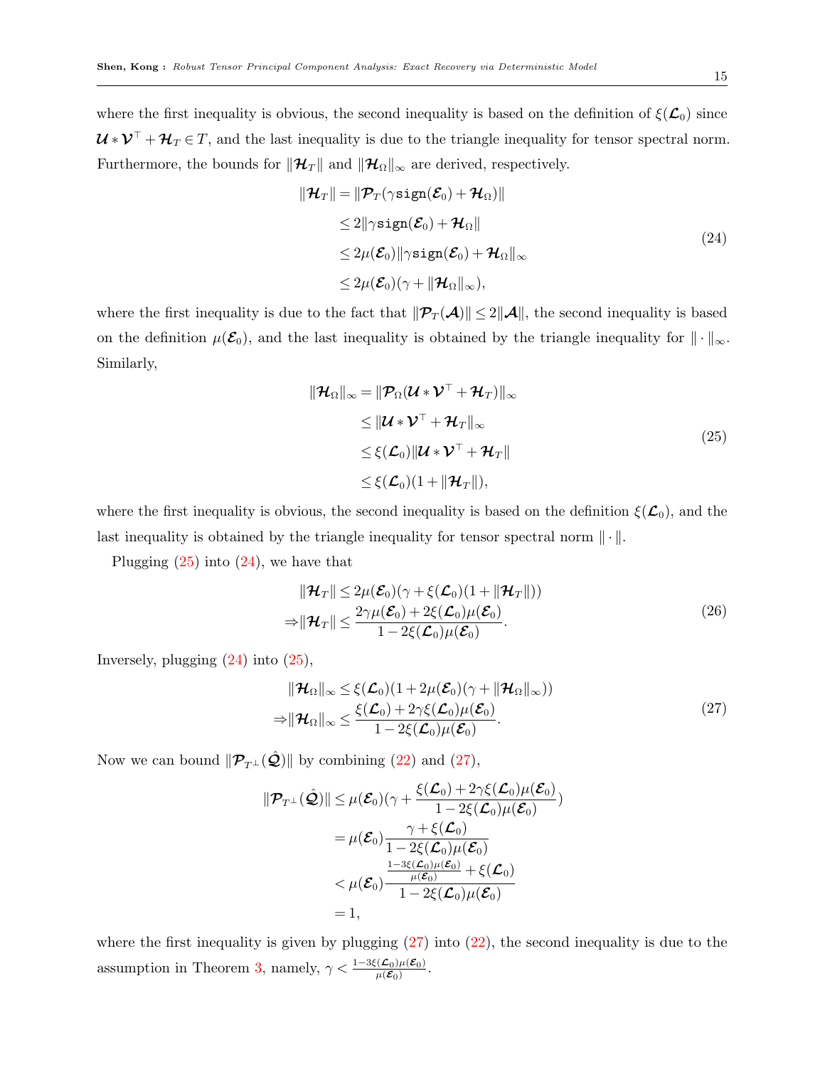where the first inequality is obvious, the second inequality is based on the definition of $\xi(\boldsymbol{\mathcal{L}}_0)$ since $\boldsymbol{\mathcal{U}} * \boldsymbol{\mathcal{V}}^\top + \boldsymbol{\mathcal{H}}_T \in T$, and the last inequality is due to the triangle inequality for tensor spectral norm. Furthermore, the bounds for $\|\boldsymbol{\mathcal{H}}_T\|$ and $\|\boldsymbol{\mathcal{H}}_\Omega\|_\infty$ are derived, respectively.

$$
\begin{aligned}
\|\boldsymbol{\mathcal{H}}_T\| &= \|\boldsymbol{\mathcal{P}}_T(\gamma \mathtt{sign}(\boldsymbol{\mathcal{E}}_0) + \boldsymbol{\mathcal{H}}_\Omega)\| \\
&\leq 2\|\gamma \mathtt{sign}(\boldsymbol{\mathcal{E}}_0) + \boldsymbol{\mathcal{H}}_\Omega\| \\
&\leq 2\mu(\boldsymbol{\mathcal{E}}_0)\|\gamma \mathtt{sign}(\boldsymbol{\mathcal{E}}_0) + \boldsymbol{\mathcal{H}}_\Omega\|_\infty \\
&\leq 2\mu(\boldsymbol{\mathcal{E}}_0)(\gamma + \|\boldsymbol{\mathcal{H}}_\Omega\|_\infty),
\end{aligned}
\tag{24}
$$

where the first inequality is due to the fact that $\|\boldsymbol{\mathcal{P}}_T(\boldsymbol{\mathcal{A}})\| \leq 2\|\boldsymbol{\mathcal{A}}\|$, the second inequality is based on the definition $\mu(\boldsymbol{\mathcal{E}}_0)$, and the last inequality is obtained by the triangle inequality for $\|\cdot\|_\infty$. Similarly,

$$
\begin{aligned}
\|\boldsymbol{\mathcal{H}}_\Omega\|_\infty &= \|\boldsymbol{\mathcal{P}}_\Omega(\boldsymbol{\mathcal{U}} * \boldsymbol{\mathcal{V}}^\top + \boldsymbol{\mathcal{H}}_T)\|_\infty \\
&\leq \|\boldsymbol{\mathcal{U}} * \boldsymbol{\mathcal{V}}^\top + \boldsymbol{\mathcal{H}}_T\|_\infty \\
&\leq \xi(\boldsymbol{\mathcal{L}}_0)\|\boldsymbol{\mathcal{U}} * \boldsymbol{\mathcal{V}}^\top + \boldsymbol{\mathcal{H}}_T\| \\
&\leq \xi(\boldsymbol{\mathcal{L}}_0)(1 + \|\boldsymbol{\mathcal{H}}_T\|),
\end{aligned}
\tag{25}
$$

where the first inequality is obvious, the second inequality is based on the definition $\xi(\boldsymbol{\mathcal{L}}_0)$, and the last inequality is obtained by the triangle inequality for tensor spectral norm $\|\cdot\|$.

Plugging (25) into (24), we have that

$$
\begin{aligned}
&\|\boldsymbol{\mathcal{H}}_T\| \leq 2\mu(\boldsymbol{\mathcal{E}}_0)(\gamma + \xi(\boldsymbol{\mathcal{L}}_0)(1 + \|\boldsymbol{\mathcal{H}}_T\|)) \\
\Rightarrow &\|\boldsymbol{\mathcal{H}}_T\| \leq \frac{2\gamma\mu(\boldsymbol{\mathcal{E}}_0) + 2\xi(\boldsymbol{\mathcal{L}}_0)\mu(\boldsymbol{\mathcal{E}}_0)}{1 - 2\xi(\boldsymbol{\mathcal{L}}_0)\mu(\boldsymbol{\mathcal{E}}_0)}.
\end{aligned}
\tag{26}
$$

Inversely, plugging (24) into (25),

$$
\begin{aligned}
&\|\boldsymbol{\mathcal{H}}_\Omega\|_\infty \leq \xi(\boldsymbol{\mathcal{L}}_0)(1 + 2\mu(\boldsymbol{\mathcal{E}}_0)(\gamma + \|\boldsymbol{\mathcal{H}}_\Omega\|_\infty)) \\
\Rightarrow &\|\boldsymbol{\mathcal{H}}_\Omega\|_\infty \leq \frac{\xi(\boldsymbol{\mathcal{L}}_0) + 2\gamma\xi(\boldsymbol{\mathcal{L}}_0)\mu(\boldsymbol{\mathcal{E}}_0)}{1 - 2\xi(\boldsymbol{\mathcal{L}}_0)\mu(\boldsymbol{\mathcal{E}}_0)}.
\end{aligned}
\tag{27}
$$

Now we can bound $\|\boldsymbol{\mathcal{P}}_{T^\perp}(\hat{\boldsymbol{\mathcal{Q}}})\|$ by combining (22) and (27),

$$
\begin{aligned}
\|\boldsymbol{\mathcal{P}}_{T^\perp}(\hat{\boldsymbol{\mathcal{Q}}})\| &\leq \mu(\boldsymbol{\mathcal{E}}_0)\left(\gamma + \frac{\xi(\boldsymbol{\mathcal{L}}_0) + 2\gamma\xi(\boldsymbol{\mathcal{L}}_0)\mu(\boldsymbol{\mathcal{E}}_0)}{1 - 2\xi(\boldsymbol{\mathcal{L}}_0)\mu(\boldsymbol{\mathcal{E}}_0)}\right) \\
&= \mu(\boldsymbol{\mathcal{E}}_0)\frac{\gamma + \xi(\boldsymbol{\mathcal{L}}_0)}{1 - 2\xi(\boldsymbol{\mathcal{L}}_0)\mu(\boldsymbol{\mathcal{E}}_0)} \\
&< \mu(\boldsymbol{\mathcal{E}}_0)\frac{\frac{1 - 3\xi(\boldsymbol{\mathcal{L}}_0)\mu(\boldsymbol{\mathcal{E}}_0)}{\mu(\boldsymbol{\mathcal{E}}_0)} + \xi(\boldsymbol{\mathcal{L}}_0)}{1 - 2\xi(\boldsymbol{\mathcal{L}}_0)\mu(\boldsymbol{\mathcal{E}}_0)} \\
&= 1,
\end{aligned}
$$

where the first inequality is given by plugging (27) into (22), the second inequality is due to the assumption in Theorem 3, namely, $\gamma < \frac{1 - 3\xi(\boldsymbol{\mathcal{L}}_0)\mu(\boldsymbol{\mathcal{E}}_0)}{\mu(\boldsymbol{\mathcal{E}}_0)}$.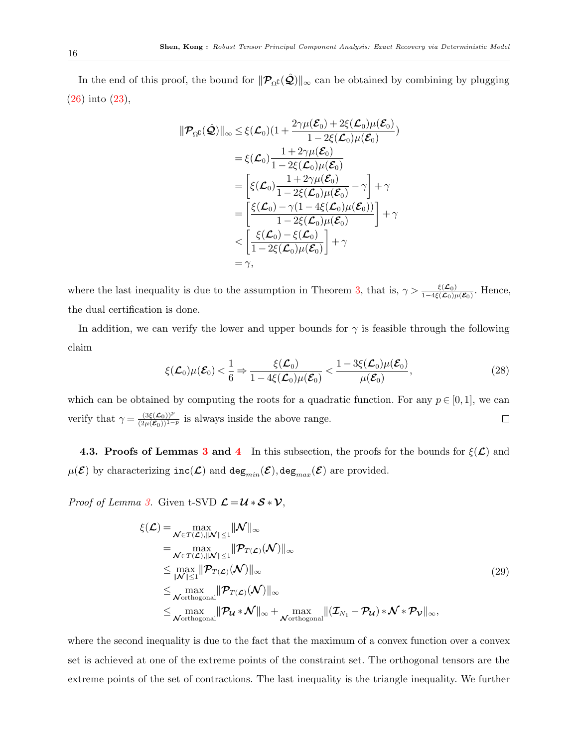In the end of this proof, the bound for $\|\mathcal{P}_{\Omega^\complement}(\hat{\mathcal{Q}})\|_\infty$ can be obtained by combining by plugging (26) into (23),

$$
\begin{aligned}
\|\mathcal{P}_{\Omega^\complement}(\hat{\mathcal{Q}})\|_\infty &\leq \xi(\mathcal{L}_0)\left(1+\frac{2\gamma\mu(\mathcal{E}_0)+2\xi(\mathcal{L}_0)\mu(\mathcal{E}_0)}{1-2\xi(\mathcal{L}_0)\mu(\mathcal{E}_0)}\right) \\
&= \xi(\mathcal{L}_0)\frac{1+2\gamma\mu(\mathcal{E}_0)}{1-2\xi(\mathcal{L}_0)\mu(\mathcal{E}_0)} \\
&= \left[\xi(\mathcal{L}_0)\frac{1+2\gamma\mu(\mathcal{E}_0)}{1-2\xi(\mathcal{L}_0)\mu(\mathcal{E}_0)}-\gamma\right]+\gamma \\
&= \left[\frac{\xi(\mathcal{L}_0)-\gamma(1-4\xi(\mathcal{L}_0)\mu(\mathcal{E}_0))}{1-2\xi(\mathcal{L}_0)\mu(\mathcal{E}_0)}\right]+\gamma \\
&< \left[\frac{\xi(\mathcal{L}_0)-\xi(\mathcal{L}_0)}{1-2\xi(\mathcal{L}_0)\mu(\mathcal{E}_0)}\right]+\gamma \\
&= \gamma,
\end{aligned}
$$

where the last inequality is due to the assumption in Theorem 3, that is, $\gamma > \frac{\xi(\mathcal{L}_0)}{1-4\xi(\mathcal{L}_0)\mu(\mathcal{E}_0)}$. Hence, the dual certification is done.

In addition, we can verify the lower and upper bounds for $\gamma$ is feasible through the following claim

$$
\xi(\mathcal{L}_0)\mu(\mathcal{E}_0) < \frac{1}{6} \Rightarrow \frac{\xi(\mathcal{L}_0)}{1-4\xi(\mathcal{L}_0)\mu(\mathcal{E}_0)} < \frac{1-3\xi(\mathcal{L}_0)\mu(\mathcal{E}_0)}{\mu(\mathcal{E}_0)}, \tag{28}
$$

which can be obtained by computing the roots for a quadratic function. For any $p \in [0,1]$, we can verify that $\gamma = \frac{(3\xi(\mathcal{L}_0))^p}{(2\mu(\mathcal{E}_0))^{1-p}}$ is always inside the above range. □

**4.3. Proofs of Lemmas 3 and 4** In this subsection, the proofs for the bounds for $\xi(\mathcal{L})$ and $\mu(\mathcal{E})$ by characterizing $\texttt{inc}(\mathcal{L})$ and $\texttt{deg}_{min}(\mathcal{E}), \texttt{deg}_{max}(\mathcal{E})$ are provided.

*Proof of Lemma 3.* Given t-SVD $\mathcal{L} = \mathcal{U} * \mathcal{S} * \mathcal{V}$,

$$
\begin{aligned}
\xi(\mathcal{L}) &= \max_{\mathcal{N}\in T(\mathcal{L}), \|\mathcal{N}\|\leq 1} \|\mathcal{N}\|_\infty \\
&= \max_{\mathcal{N}\in T(\mathcal{L}), \|\mathcal{N}\|\leq 1} \|\mathcal{P}_{T(\mathcal{L})}(\mathcal{N})\|_\infty \\
&\leq \max_{\|\mathcal{N}\|\leq 1} \|\mathcal{P}_{T(\mathcal{L})}(\mathcal{N})\|_\infty \\
&\leq \max_{\mathcal{N}\text{orthogonal}} \|\mathcal{P}_{T(\mathcal{L})}(\mathcal{N})\|_\infty \\
&\leq \max_{\mathcal{N}\text{orthogonal}} \|\mathcal{P}_{\mathcal{U}} * \mathcal{N}\|_\infty + \max_{\mathcal{N}\text{orthogonal}} \|(\mathcal{I}_{N_1} - \mathcal{P}_{\mathcal{U}}) * \mathcal{N} * \mathcal{P}_{\mathcal{V}}\|_\infty,
\end{aligned} \tag{29}
$$

where the second inequality is due to the fact that the maximum of a convex function over a convex set is achieved at one of the extreme points of the constraint set. The orthogonal tensors are the extreme points of the set of contractions. The last inequality is the triangle inequality. We further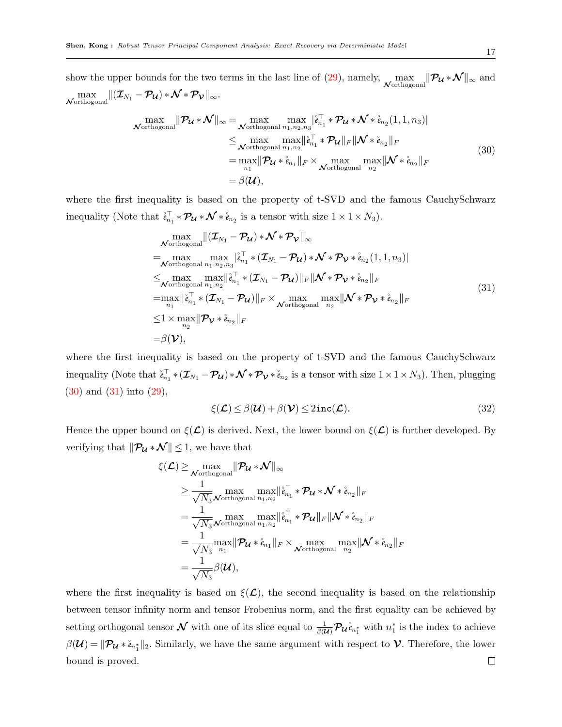show the upper bounds for the two terms in the last line of (29), namely, $\max\limits_{\mathcal{N}\text{orthogonal}} \|\mathcal{P}_{\mathcal{U}} * \mathcal{N}\|_\infty$ and $\max\limits_{\mathcal{N}\text{orthogonal}} \|(\mathcal{I}_{N_1} - \mathcal{P}_{\mathcal{U}}) * \mathcal{N} * \mathcal{P}_{\mathcal{V}}\|_\infty$.

$$
\begin{aligned}
\max_{\mathcal{N}\text{orthogonal}} \|\mathcal{P}_{\mathcal{U}} * \mathcal{N}\|_\infty &= \max_{\mathcal{N}\text{orthogonal}} \max_{n_1,n_2,n_3} |\mathring{e}_{n_1}^\top * \mathcal{P}_{\mathcal{U}} * \mathcal{N} * \mathring{e}_{n_2}(1,1,n_3)| \\
&\leq \max_{\mathcal{N}\text{orthogonal}} \max_{n_1,n_2} \|\mathring{e}_{n_1}^\top * \mathcal{P}_{\mathcal{U}}\|_F \|\mathcal{N} * \mathring{e}_{n_2}\|_F \\
&= \max_{n_1} \|\mathcal{P}_{\mathcal{U}} * \mathring{e}_{n_1}\|_F \times \max_{\mathcal{N}\text{orthogonal}} \max_{n_2} \|\mathcal{N} * \mathring{e}_{n_2}\|_F \\
&= \beta(\mathcal{U}),
\end{aligned} \tag{30}
$$

where the first inequality is based on the property of t-SVD and the famous CauchySchwarz inequality (Note that $\mathring{e}_{n_1}^\top * \mathcal{P}_{\mathcal{U}} * \mathcal{N} * \mathring{e}_{n_2}$ is a tensor with size $1 \times 1 \times N_3$).

$$
\begin{aligned}
&\max_{\mathcal{N}\text{orthogonal}} \|(\mathcal{I}_{N_1} - \mathcal{P}_{\mathcal{U}}) * \mathcal{N} * \mathcal{P}_{\mathcal{V}}\|_\infty \\
=& \max_{\mathcal{N}\text{orthogonal}} \max_{n_1,n_2,n_3} |\mathring{e}_{n_1}^\top * (\mathcal{I}_{N_1} - \mathcal{P}_{\mathcal{U}}) * \mathcal{N} * \mathcal{P}_{\mathcal{V}} * \mathring{e}_{n_2}(1,1,n_3)| \\
\leq& \max_{\mathcal{N}\text{orthogonal}} \max_{n_1,n_2} \|\mathring{e}_{n_1}^\top * (\mathcal{I}_{N_1} - \mathcal{P}_{\mathcal{U}})\|_F \|\mathcal{N} * \mathcal{P}_{\mathcal{V}} * \mathring{e}_{n_2}\|_F \\
=& \max_{n_1} \|\mathring{e}_{n_1}^\top * (\mathcal{I}_{N_1} - \mathcal{P}_{\mathcal{U}})\|_F \times \max_{\mathcal{N}\text{orthogonal}} \max_{n_2} \|\mathcal{N} * \mathcal{P}_{\mathcal{V}} * \mathring{e}_{n_2}\|_F \\
\leq& 1 \times \max_{n_2} \|\mathcal{P}_{\mathcal{V}} * \mathring{e}_{n_2}\|_F \\
=& \beta(\mathcal{V}),
\end{aligned} \tag{31}
$$

where the first inequality is based on the property of t-SVD and the famous CauchySchwarz inequality (Note that $\mathring{e}_{n_1}^\top * (\mathcal{I}_{N_1} - \mathcal{P}_{\mathcal{U}}) * \mathcal{N} * \mathcal{P}_{\mathcal{V}} * \mathring{e}_{n_2}$ is a tensor with size $1 \times 1 \times N_3$). Then, plugging (30) and (31) into (29),

$$
\xi(\mathcal{L}) \leq \beta(\mathcal{U}) + \beta(\mathcal{V}) \leq 2\texttt{inc}(\mathcal{L}). \tag{32}
$$

Hence the upper bound on $\xi(\mathcal{L})$ is derived. Next, the lower bound on $\xi(\mathcal{L})$ is further developed. By verifying that $\|\mathcal{P}_{\mathcal{U}} * \mathcal{N}\| \leq 1$, we have that

$$
\begin{aligned}
\xi(\mathcal{L}) &\geq \max_{\mathcal{N}\text{orthogonal}} \|\mathcal{P}_{\mathcal{U}} * \mathcal{N}\|_\infty \\
&\geq \frac{1}{\sqrt{N_3}} \max_{\mathcal{N}\text{orthogonal}} \max_{n_1,n_2} \|\mathring{e}_{n_1}^\top * \mathcal{P}_{\mathcal{U}} * \mathcal{N} * \mathring{e}_{n_2}\|_F \\
&= \frac{1}{\sqrt{N_3}} \max_{\mathcal{N}\text{orthogonal}} \max_{n_1,n_2} \|\mathring{e}_{n_1}^\top * \mathcal{P}_{\mathcal{U}}\|_F \|\mathcal{N} * \mathring{e}_{n_2}\|_F \\
&= \frac{1}{\sqrt{N_3}} \max_{n_1} \|\mathcal{P}_{\mathcal{U}} * \mathring{e}_{n_1}\|_F \times \max_{\mathcal{N}\text{orthogonal}} \max_{n_2} \|\mathcal{N} * \mathring{e}_{n_2}\|_F \\
&= \frac{1}{\sqrt{N_3}} \beta(\mathcal{U}),
\end{aligned}
$$

where the first inequality is based on $\xi(\mathcal{L})$, the second inequality is based on the relationship between tensor infinity norm and tensor Frobenius norm, and the first equality can be achieved by setting orthogonal tensor $\mathcal{N}$ with one of its slice equal to $\frac{1}{\beta(\mathcal{U})} \mathcal{P}_{\mathcal{U}} \mathring{e}_{n_1^*}$ with $n_1^*$ is the index to achieve $\beta(\mathcal{U}) = \|\mathcal{P}_{\mathcal{U}} * \mathring{e}_{n_1^*}\|_2$. Similarly, we have the same argument with respect to $\mathcal{V}$. Therefore, the lower bound is proved. □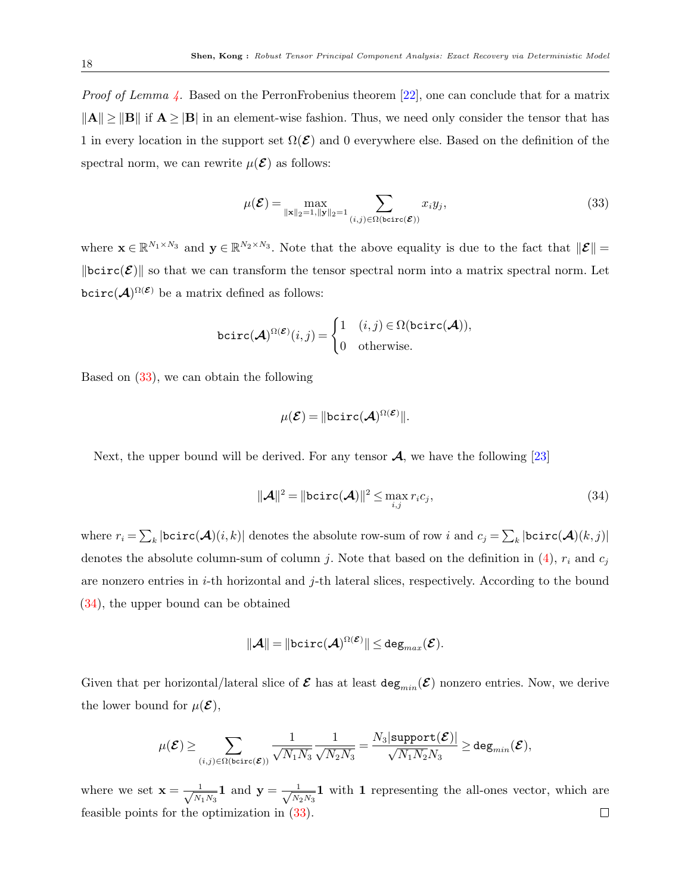*Proof of Lemma 4.* Based on the PerronFrobenius theorem [22], one can conclude that for a matrix $\|\mathbf{A}\| \geq \|\mathbf{B}\|$ if $\mathbf{A} \geq |\mathbf{B}|$ in an element-wise fashion. Thus, we need only consider the tensor that has 1 in every location in the support set $\Omega(\boldsymbol{\mathcal{E}})$ and 0 everywhere else. Based on the definition of the spectral norm, we can rewrite $\mu(\boldsymbol{\mathcal{E}})$ as follows:

$$\mu(\boldsymbol{\mathcal{E}}) = \max_{\|\mathbf{x}\|_2=1, \|\mathbf{y}\|_2=1} \sum_{(i,j)\in\Omega(\texttt{bcirc}(\boldsymbol{\mathcal{E}}))} x_i y_j, \tag{33}$$

where $\mathbf{x} \in \mathbb{R}^{N_1 \times N_3}$ and $\mathbf{y} \in \mathbb{R}^{N_2 \times N_3}$. Note that the above equality is due to the fact that $\|\boldsymbol{\mathcal{E}}\| = \|\texttt{bcirc}(\boldsymbol{\mathcal{E}})\|$ so that we can transform the tensor spectral norm into a matrix spectral norm. Let $\texttt{bcirc}(\boldsymbol{\mathcal{A}})^{\Omega(\boldsymbol{\mathcal{E}})}$ be a matrix defined as follows:

$$\texttt{bcirc}(\boldsymbol{\mathcal{A}})^{\Omega(\boldsymbol{\mathcal{E}})}(i,j) = \begin{cases} 1 & (i,j) \in \Omega(\texttt{bcirc}(\boldsymbol{\mathcal{A}})), \\ 0 & \text{otherwise.} \end{cases}$$

Based on (33), we can obtain the following

$$\mu(\boldsymbol{\mathcal{E}}) = \|\texttt{bcirc}(\boldsymbol{\mathcal{A}})^{\Omega(\boldsymbol{\mathcal{E}})}\|.$$

Next, the upper bound will be derived. For any tensor $\boldsymbol{\mathcal{A}}$, we have the following [23]

$$\|\boldsymbol{\mathcal{A}}\|^2 = \|\texttt{bcirc}(\boldsymbol{\mathcal{A}})\|^2 \leq \max_{i,j} r_i c_j, \tag{34}$$

where $r_i = \sum_k |\texttt{bcirc}(\boldsymbol{\mathcal{A}})(i,k)|$ denotes the absolute row-sum of row $i$ and $c_j = \sum_k |\texttt{bcirc}(\boldsymbol{\mathcal{A}})(k,j)|$ denotes the absolute column-sum of column $j$. Note that based on the definition in (4), $r_i$ and $c_j$ are nonzero entries in $i$-th horizontal and $j$-th lateral slices, respectively. According to the bound (34), the upper bound can be obtained

$$\|\boldsymbol{\mathcal{A}}\| = \|\texttt{bcirc}(\boldsymbol{\mathcal{A}})^{\Omega(\boldsymbol{\mathcal{E}})}\| \leq \texttt{deg}_{max}(\boldsymbol{\mathcal{E}}).$$

Given that per horizontal/lateral slice of $\boldsymbol{\mathcal{E}}$ has at least $\texttt{deg}_{min}(\boldsymbol{\mathcal{E}})$ nonzero entries. Now, we derive the lower bound for $\mu(\boldsymbol{\mathcal{E}})$,

$$\mu(\boldsymbol{\mathcal{E}}) \geq \sum_{(i,j)\in\Omega(\texttt{bcirc}(\boldsymbol{\mathcal{E}}))} \frac{1}{\sqrt{N_1 N_3}} \frac{1}{\sqrt{N_2 N_3}} = \frac{N_3|\texttt{support}(\boldsymbol{\mathcal{E}})|}{\sqrt{N_1 N_2} N_3} \geq \texttt{deg}_{min}(\boldsymbol{\mathcal{E}}),$$

where we set $\mathbf{x} = \frac{1}{\sqrt{N_1 N_3}}\mathbf{1}$ and $\mathbf{y} = \frac{1}{\sqrt{N_2 N_3}}\mathbf{1}$ with $\mathbf{1}$ representing the all-ones vector, which are feasible points for the optimization in (33). $\square$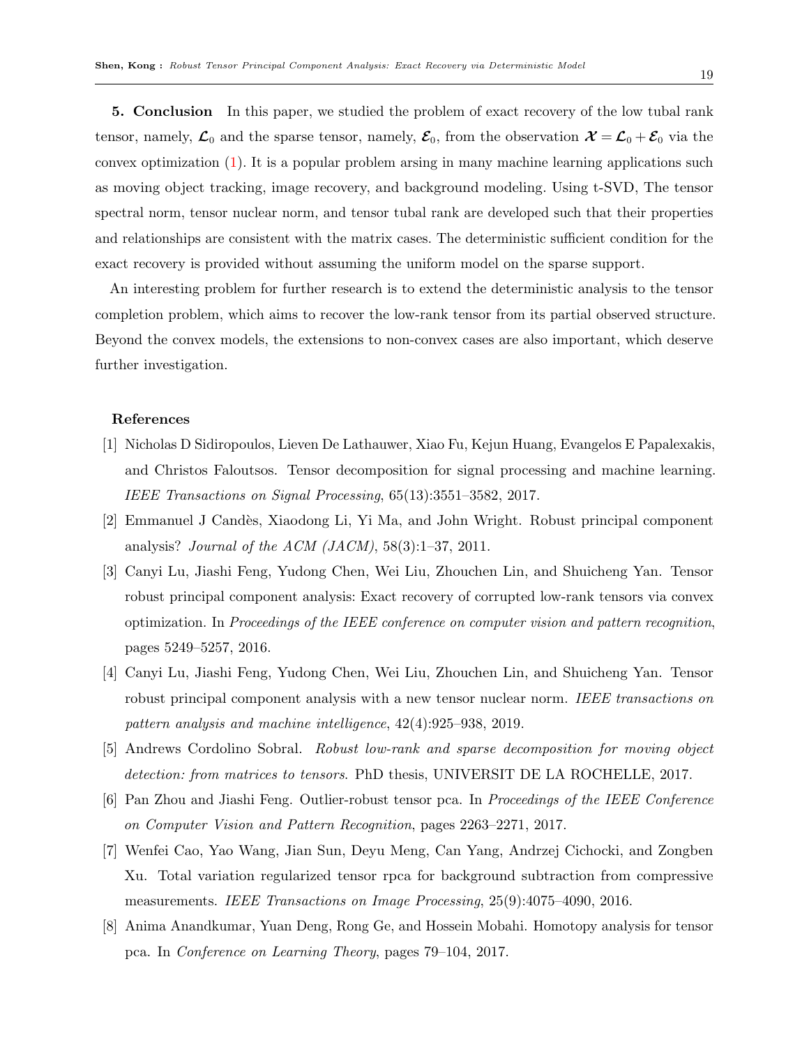**5. Conclusion** In this paper, we studied the problem of exact recovery of the low tubal rank tensor, namely, $\boldsymbol{\mathcal{L}}_0$ and the sparse tensor, namely, $\boldsymbol{\mathcal{E}}_0$, from the observation $\boldsymbol{\mathcal{X}} = \boldsymbol{\mathcal{L}}_0 + \boldsymbol{\mathcal{E}}_0$ via the convex optimization (1). It is a popular problem arsing in many machine learning applications such as moving object tracking, image recovery, and background modeling. Using t-SVD, The tensor spectral norm, tensor nuclear norm, and tensor tubal rank are developed such that their properties and relationships are consistent with the matrix cases. The deterministic sufficient condition for the exact recovery is provided without assuming the uniform model on the sparse support.

An interesting problem for further research is to extend the deterministic analysis to the tensor completion problem, which aims to recover the low-rank tensor from its partial observed structure. Beyond the convex models, the extensions to non-convex cases are also important, which deserve further investigation.

**References**

[1] Nicholas D Sidiropoulos, Lieven De Lathauwer, Xiao Fu, Kejun Huang, Evangelos E Papalexakis, and Christos Faloutsos. Tensor decomposition for signal processing and machine learning. *IEEE Transactions on Signal Processing*, 65(13):3551–3582, 2017.

[2] Emmanuel J Candès, Xiaodong Li, Yi Ma, and John Wright. Robust principal component analysis? *Journal of the ACM (JACM)*, 58(3):1–37, 2011.

[3] Canyi Lu, Jiashi Feng, Yudong Chen, Wei Liu, Zhouchen Lin, and Shuicheng Yan. Tensor robust principal component analysis: Exact recovery of corrupted low-rank tensors via convex optimization. In *Proceedings of the IEEE conference on computer vision and pattern recognition*, pages 5249–5257, 2016.

[4] Canyi Lu, Jiashi Feng, Yudong Chen, Wei Liu, Zhouchen Lin, and Shuicheng Yan. Tensor robust principal component analysis with a new tensor nuclear norm. *IEEE transactions on pattern analysis and machine intelligence*, 42(4):925–938, 2019.

[5] Andrews Cordolino Sobral. *Robust low-rank and sparse decomposition for moving object detection: from matrices to tensors*. PhD thesis, UNIVERSIT DE LA ROCHELLE, 2017.

[6] Pan Zhou and Jiashi Feng. Outlier-robust tensor pca. In *Proceedings of the IEEE Conference on Computer Vision and Pattern Recognition*, pages 2263–2271, 2017.

[7] Wenfei Cao, Yao Wang, Jian Sun, Deyu Meng, Can Yang, Andrzej Cichocki, and Zongben Xu. Total variation regularized tensor rpca for background subtraction from compressive measurements. *IEEE Transactions on Image Processing*, 25(9):4075–4090, 2016.

[8] Anima Anandkumar, Yuan Deng, Rong Ge, and Hossein Mobahi. Homotopy analysis for tensor pca. In *Conference on Learning Theory*, pages 79–104, 2017.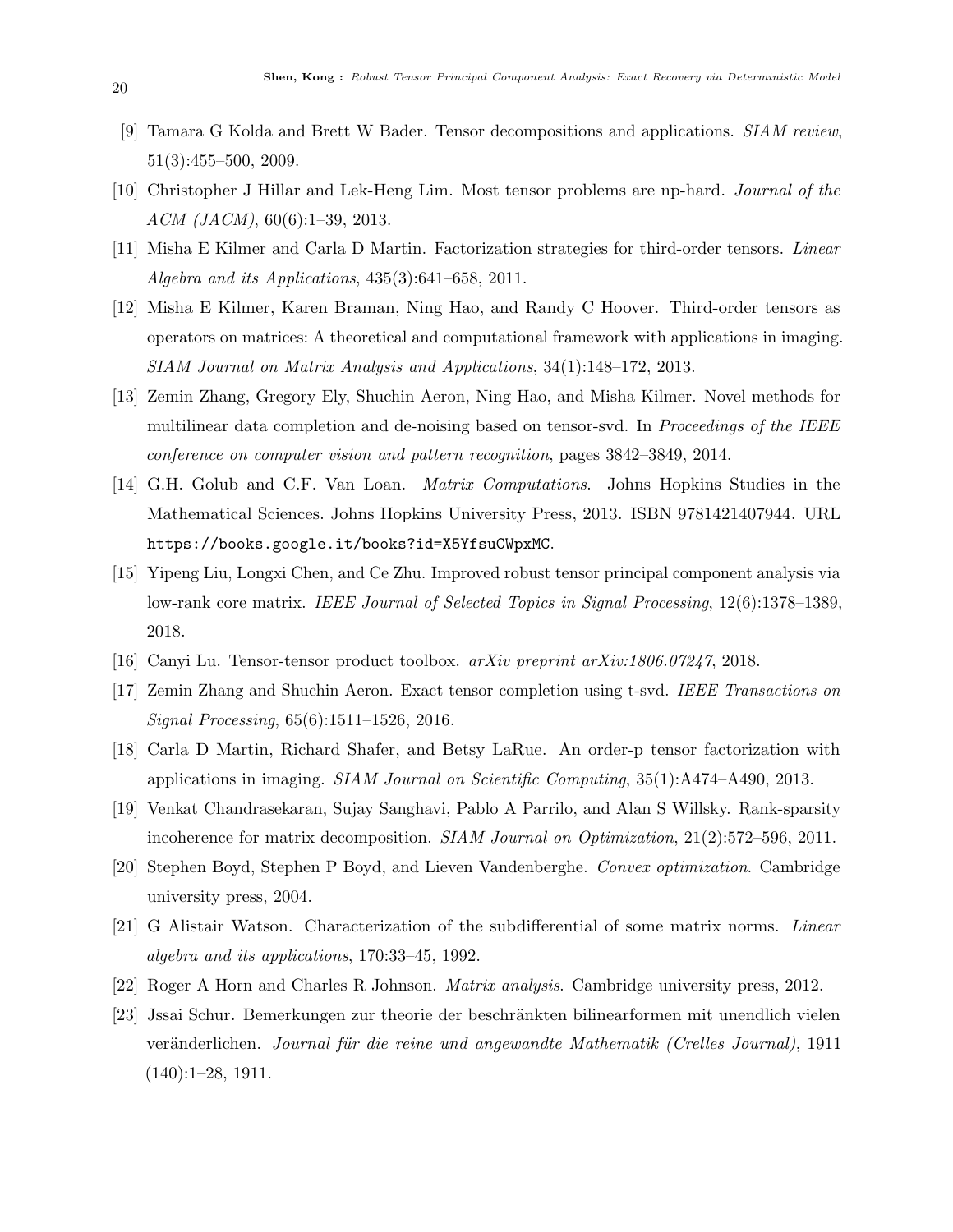[9] Tamara G Kolda and Brett W Bader. Tensor decompositions and applications. *SIAM review*, 51(3):455–500, 2009.

[10] Christopher J Hillar and Lek-Heng Lim. Most tensor problems are np-hard. *Journal of the ACM (JACM)*, 60(6):1–39, 2013.

[11] Misha E Kilmer and Carla D Martin. Factorization strategies for third-order tensors. *Linear Algebra and its Applications*, 435(3):641–658, 2011.

[12] Misha E Kilmer, Karen Braman, Ning Hao, and Randy C Hoover. Third-order tensors as operators on matrices: A theoretical and computational framework with applications in imaging. *SIAM Journal on Matrix Analysis and Applications*, 34(1):148–172, 2013.

[13] Zemin Zhang, Gregory Ely, Shuchin Aeron, Ning Hao, and Misha Kilmer. Novel methods for multilinear data completion and de-noising based on tensor-svd. In *Proceedings of the IEEE conference on computer vision and pattern recognition*, pages 3842–3849, 2014.

[14] G.H. Golub and C.F. Van Loan. *Matrix Computations*. Johns Hopkins Studies in the Mathematical Sciences. Johns Hopkins University Press, 2013. ISBN 9781421407944. URL https://books.google.it/books?id=X5YfsuCWpxMC.

[15] Yipeng Liu, Longxi Chen, and Ce Zhu. Improved robust tensor principal component analysis via low-rank core matrix. *IEEE Journal of Selected Topics in Signal Processing*, 12(6):1378–1389, 2018.

[16] Canyi Lu. Tensor-tensor product toolbox. *arXiv preprint arXiv:1806.07247*, 2018.

[17] Zemin Zhang and Shuchin Aeron. Exact tensor completion using t-svd. *IEEE Transactions on Signal Processing*, 65(6):1511–1526, 2016.

[18] Carla D Martin, Richard Shafer, and Betsy LaRue. An order-p tensor factorization with applications in imaging. *SIAM Journal on Scientific Computing*, 35(1):A474–A490, 2013.

[19] Venkat Chandrasekaran, Sujay Sanghavi, Pablo A Parrilo, and Alan S Willsky. Rank-sparsity incoherence for matrix decomposition. *SIAM Journal on Optimization*, 21(2):572–596, 2011.

[20] Stephen Boyd, Stephen P Boyd, and Lieven Vandenberghe. *Convex optimization*. Cambridge university press, 2004.

[21] G Alistair Watson. Characterization of the subdifferential of some matrix norms. *Linear algebra and its applications*, 170:33–45, 1992.

[22] Roger A Horn and Charles R Johnson. *Matrix analysis*. Cambridge university press, 2012.

[23] Jssai Schur. Bemerkungen zur theorie der beschränkten bilinearformen mit unendlich vielen veränderlichen. *Journal für die reine und angewandte Mathematik (Crelles Journal)*, 1911 (140):1–28, 1911.